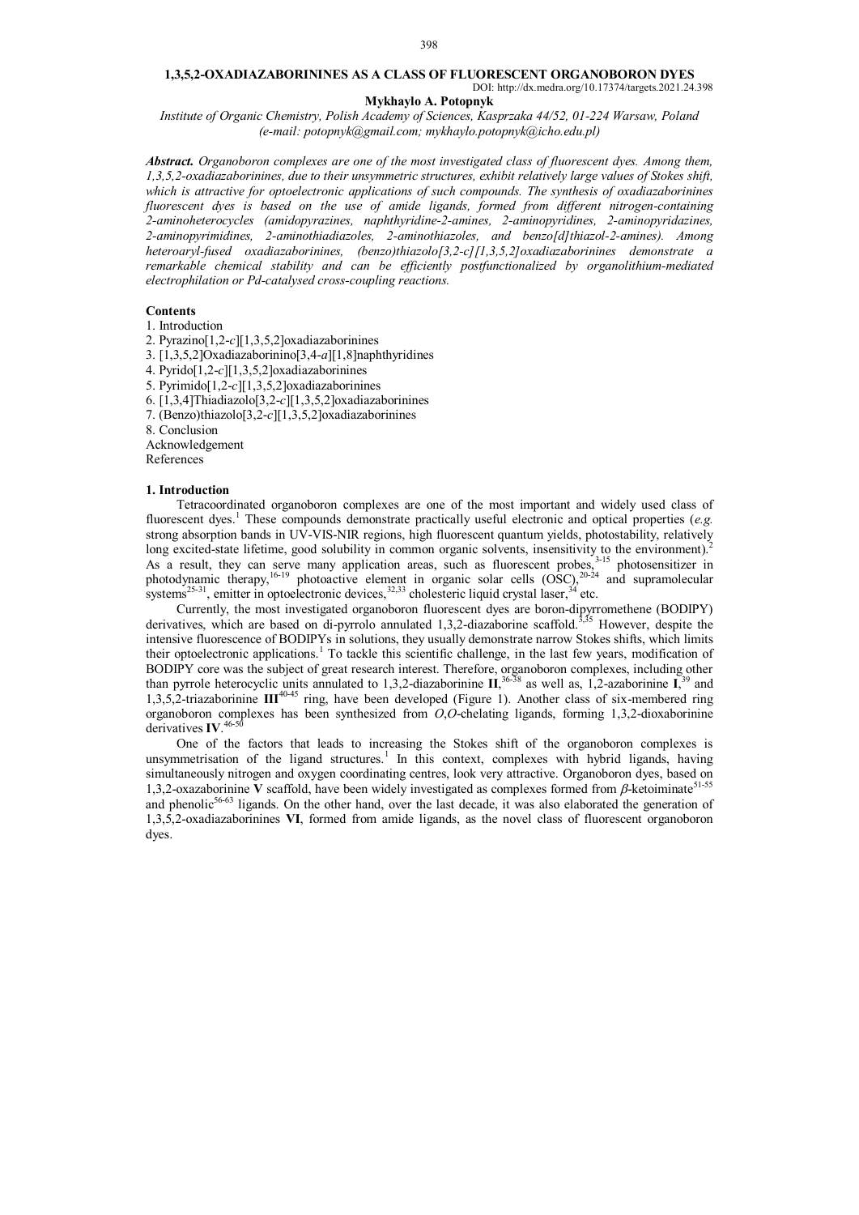# 1,3,5,2-OXADIAZABORININES AS A CLASS OF FLUORESCENT ORGANOBORON DYES

DOI: http://dx.medra.org/10.17374/targets.2021.24.398

**Mykhaylo A. Potopnyk**

*Institute of Organic Chemistry, Polish Academy of Sciences, Kasprzaka 44/52, 01-224 Warsaw, Poland*
*(e-mail: potopnyk@gmail.com; mykhaylo.potopnyk@icho.edu.pl)*

***Abstract.*** *Organoboron complexes are one of the most investigated class of fluorescent dyes. Among them, 1,3,5,2-oxadiazaborinines, due to their unsymmetric structures, exhibit relatively large values of Stokes shift, which is attractive for optoelectronic applications of such compounds. The synthesis of oxadiazaborinines fluorescent dyes is based on the use of amide ligands, formed from different nitrogen-containing 2-aminoheterocycles (amidopyrazines, naphthyridine-2-amines, 2-aminopyridines, 2-aminopyridazines, 2-aminopyrimidines, 2-aminothiadiazoles, 2-aminothiazoles, and benzo[d]thiazol-2-amines). Among heteroaryl-fused oxadiazaborinines, (benzo)thiazolo[3,2-c][1,3,5,2]oxadiazaborinines demonstrate a remarkable chemical stability and can be efficiently postfunctionalized by organolithium-mediated electrophilation or Pd-catalysed cross-coupling reactions.*

**Contents**

1. Introduction
2. Pyrazino[1,2-*c*][1,3,5,2]oxadiazaborinines
3. [1,3,5,2]Oxadiazaborinino[3,4-*a*][1,8]naphthyridines
4. Pyrido[1,2-*c*][1,3,5,2]oxadiazaborinines
5. Pyrimido[1,2-*c*][1,3,5,2]oxadiazaborinines
6. [1,3,4]Thiadiazolo[3,2-*c*][1,3,5,2]oxadiazaborinines
7. (Benzo)thiazolo[3,2-*c*][1,3,5,2]oxadiazaborinines
8. Conclusion

Acknowledgement

References

## 1. Introduction

Tetracoordinated organoboron complexes are one of the most important and widely used class of fluorescent dyes.[1] These compounds demonstrate practically useful electronic and optical properties (*e.g.* strong absorption bands in UV-VIS-NIR regions, high fluorescent quantum yields, photostability, relatively long excited-state lifetime, good solubility in common organic solvents, insensitivity to the environment).[2] As a result, they can serve many application areas, such as fluorescent probes,[3-15] photosensitizer in photodynamic therapy,[16-19] photoactive element in organic solar cells (OSC),[20-24] and supramolecular systems[25-31], emitter in optoelectronic devices,[32,33] cholesteric liquid crystal laser,[34] etc.

Currently, the most investigated organoboron fluorescent dyes are boron-dipyrromethene (BODIPY) derivatives, which are based on di-pyrrolo annulated 1,3,2-diazaborine scaffold.[3,35] However, despite the intensive fluorescence of BODIPYs in solutions, they usually demonstrate narrow Stokes shifts, which limits their optoelectronic applications.[1] To tackle this scientific challenge, in the last few years, modification of BODIPY core was the subject of great research interest. Therefore, organoboron complexes, including other than pyrrole heterocyclic units annulated to 1,3,2-diazaborinine **II**,[36-38] as well as, 1,2-azaborinine **I**,[39] and 1,3,5,2-triazaborinine **III**[40-45] ring, have been developed (Figure 1). Another class of six-membered ring organoboron complexes has been synthesized from *O*,*O*-chelating ligands, forming 1,3,2-dioxaborinine derivatives **IV**.[46-50]

One of the factors that leads to increasing the Stokes shift of the organoboron complexes is unsymmetrisation of the ligand structures.[1] In this context, complexes with hybrid ligands, having simultaneously nitrogen and oxygen coordinating centres, look very attractive. Organoboron dyes, based on 1,3,2-oxazaborinine **V** scaffold, have been widely investigated as complexes formed from $\beta$-ketoiminate[51-55] and phenolic[56-63] ligands. On the other hand, over the last decade, it was also elaborated the generation of 1,3,5,2-oxadiazaborinines **VI**, formed from amide ligands, as the novel class of fluorescent organoboron dyes.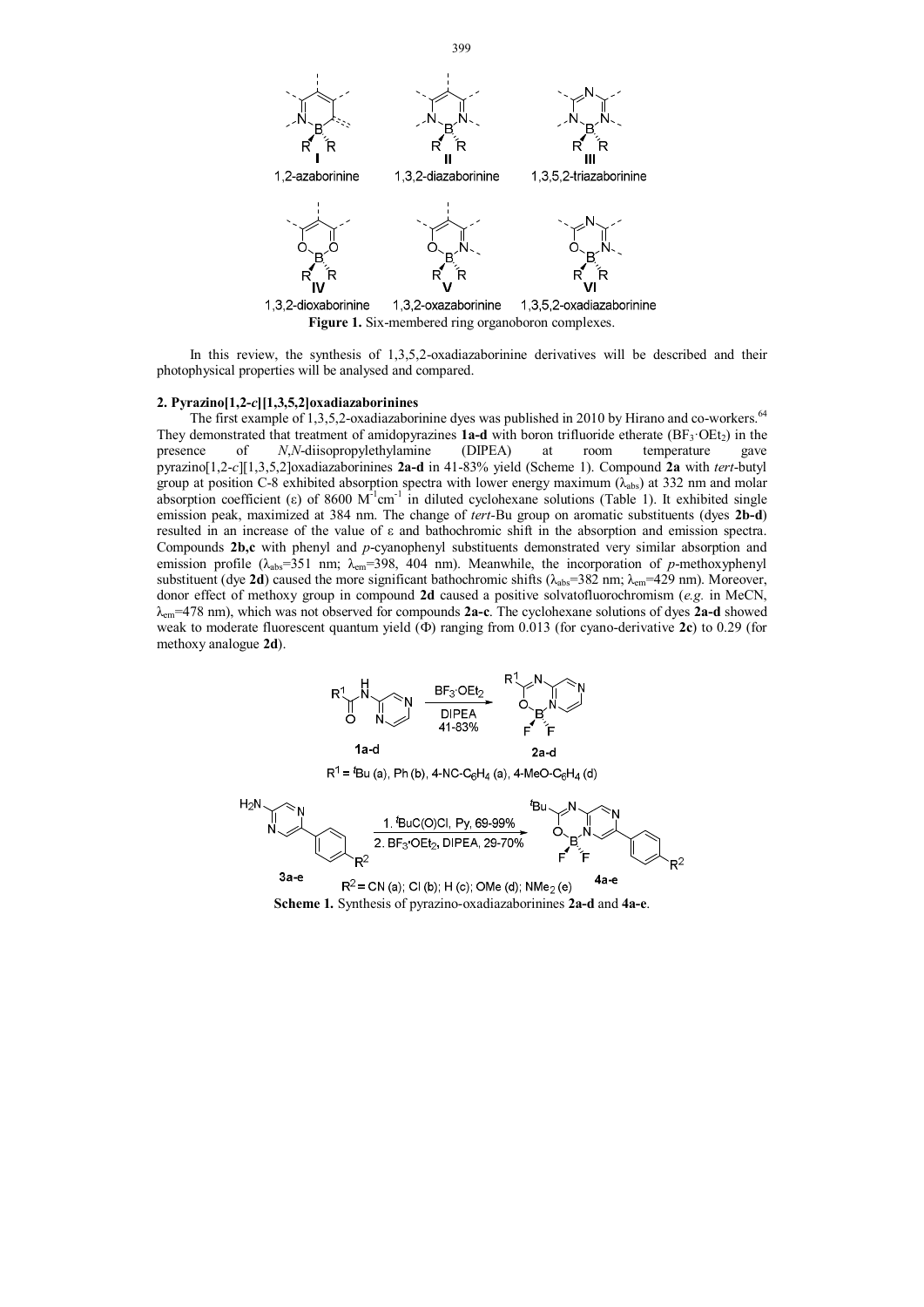**Figure 1.** Six-membered ring organoboron complexes.

In this review, the synthesis of 1,3,5,2-oxadiazaborinine derivatives will be described and their photophysical properties will be analysed and compared.

## 2. Pyrazino[1,2-*c*][1,3,5,2]oxadiazaborinines

The first example of 1,3,5,2-oxadiazaborinine dyes was published in 2010 by Hirano and co-workers.[64] They demonstrated that treatment of amidopyrazines **1a-d** with boron trifluoride etherate ($BF_3{\cdot}OEt_2$) in the presence of *N*,*N*-diisopropylethylamine (DIPEA) at room temperature gave pyrazino[1,2-*c*][1,3,5,2]oxadiazaborinines **2a-d** in 41-83% yield (Scheme 1). Compound **2a** with *tert*-butyl group at position C-8 exhibited absorption spectra with lower energy maximum ($\lambda_{abs}$) at 332 nm and molar absorption coefficient (ε) of 8600 $M^{-1}cm^{-1}$ in diluted cyclohexane solutions (Table 1). It exhibited single emission peak, maximized at 384 nm. The change of *tert*-Bu group on aromatic substituents (dyes **2b-d**) resulted in an increase of the value of ε and bathochromic shift in the absorption and emission spectra. Compounds **2b,c** with phenyl and *p*-cyanophenyl substituents demonstrated very similar absorption and emission profile ($\lambda_{abs}$=351 nm; $\lambda_{em}$=398, 404 nm). Meanwhile, the incorporation of *p*-methoxyphenyl substituent (dye **2d**) caused the more significant bathochromic shifts ($\lambda_{abs}$=382 nm; $\lambda_{em}$=429 nm). Moreover, donor effect of methoxy group in compound **2d** caused a positive solvatofluorochromism (*e.g.* in MeCN, $\lambda_{em}$=478 nm), which was not observed for compounds **2a-c**. The cyclohexane solutions of dyes **2a-d** showed weak to moderate fluorescent quantum yield (Φ) ranging from 0.013 (for cyano-derivative **2c**) to 0.29 (for methoxy analogue **2d**).

$R^1$ = *t*Bu (a), Ph (b), 4-NC-$C_6H_4$ (a), 4-MeO-$C_6H_4$ (d)

$R^2$ = CN (a); Cl (b); H (c); OMe (d); $NMe_2$ (e)

**Scheme 1.** Synthesis of pyrazino-oxadiazaborinines **2a-d** and **4a-e**.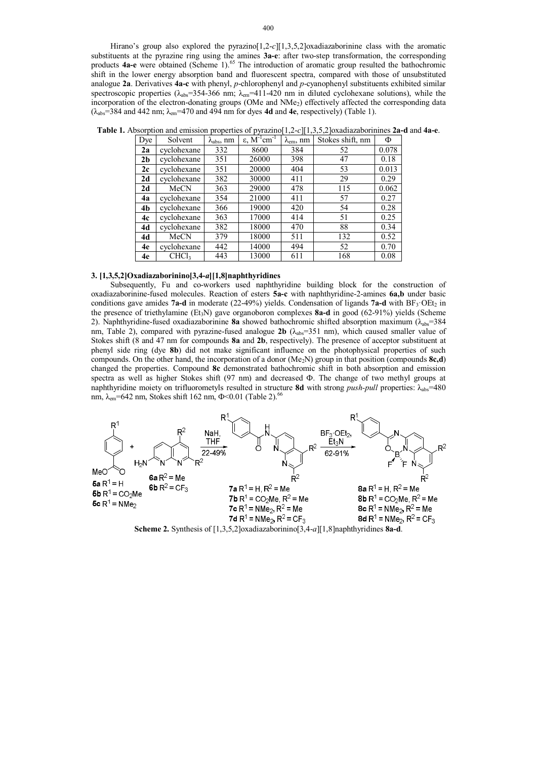Hirano's group also explored the pyrazino[1,2-*c*][1,3,5,2]oxadiazaborinine class with the aromatic substituents at the pyrazine ring using the amines **3a-e**: after two-step transformation, the corresponding products **4a-e** were obtained (Scheme 1).[65] The introduction of aromatic group resulted the bathochromic shift in the lower energy absorption band and fluorescent spectra, compared with those of unsubstituted analogue **2a**. Derivatives **4a-c** with phenyl, *p*-chlorophenyl and *p*-cyanophenyl substituents exhibited similar spectroscopic properties ($\lambda_{abs}$=354-366 nm; $\lambda_{em}$=411-420 nm in diluted cyclohexane solutions), while the incorporation of the electron-donating groups (OMe and $NMe_2$) effectively affected the corresponding data ($\lambda_{abs}$=384 and 442 nm; $\lambda_{em}$=470 and 494 nm for dyes **4d** and **4e**, respectively) (Table 1).

**Table 1.** Absorption and emission properties of pyrazino[1,2-*c*][1,3,5,2]oxadiazaborinines **2a-d** and **4a-e**.

| Dye | Solvent | $\lambda_{abs}$, nm | $\varepsilon$, $M^{-1}cm^{-1}$ | $\lambda_{em}$, nm | Stokes shift, nm | $\Phi$ |
|---|---|---|---|---|---|---|
| **2a** | cyclohexane | 332 | 8600 | 384 | 52 | 0.078 |
| **2b** | cyclohexane | 351 | 26000 | 398 | 47 | 0.18 |
| **2c** | cyclohexane | 351 | 20000 | 404 | 53 | 0.013 |
| **2d** | cyclohexane | 382 | 30000 | 411 | 29 | 0.29 |
| **2d** | MeCN | 363 | 29000 | 478 | 115 | 0.062 |
| **4a** | cyclohexane | 354 | 21000 | 411 | 57 | 0.27 |
| **4b** | cyclohexane | 366 | 19000 | 420 | 54 | 0.28 |
| **4c** | cyclohexane | 363 | 17000 | 414 | 51 | 0.25 |
| **4d** | cyclohexane | 382 | 18000 | 470 | 88 | 0.34 |
| **4d** | MeCN | 379 | 18000 | 511 | 132 | 0.52 |
| **4e** | cyclohexane | 442 | 14000 | 494 | 52 | 0.70 |
| **4e** | $CHCl_3$ | 443 | 13000 | 611 | 168 | 0.08 |

## 3. [1,3,5,2]Oxadiazaborinino[3,4-*a*][1,8]naphthyridines

Subsequently, Fu and co-workers used naphthyridine building block for the construction of oxadiazaborinine-fused molecules. Reaction of esters **5a-c** with naphthyridine-2-amines **6a,b** under basic conditions gave amides **7a-d** in moderate (22-49%) yields. Condensation of ligands **7a-d** with $BF_3 \cdot OEt_2$ in the presence of triethylamine ($Et_3N$) gave organoboron complexes **8a-d** in good (62-91%) yields (Scheme 2). Naphthyridine-fused oxadiazaborinine **8a** showed bathochromic shifted absorption maximum ($\lambda_{abs}$=384 nm, Table 2), compared with pyrazine-fused analogue **2b** ($\lambda_{abs}$=351 nm), which caused smaller value of Stokes shift (8 and 47 nm for compounds **8a** and **2b**, respectively). The presence of acceptor substituent at phenyl side ring (dye **8b**) did not make significant influence on the photophysical properties of such compounds. On the other hand, the incorporation of a donor ($Me_2N$) group in that position (compounds **8c,d**) changed the properties. Compound **8c** demonstrated bathochromic shift in both absorption and emission spectra as well as higher Stokes shift (97 nm) and decreased $\Phi$. The change of two methyl groups at naphthyridine moiety on trifluorometyls resulted in structure **8d** with strong *push-pull* properties: $\lambda_{abs}$=480 nm, $\lambda_{em}$=642 nm, Stokes shift 162 nm, $\Phi$<0.01 (Table 2).[66]

**Scheme 2.** Synthesis of [1,3,5,2]oxadiazaborinino[3,4-*a*][1,8]naphthyridines **8a-d**.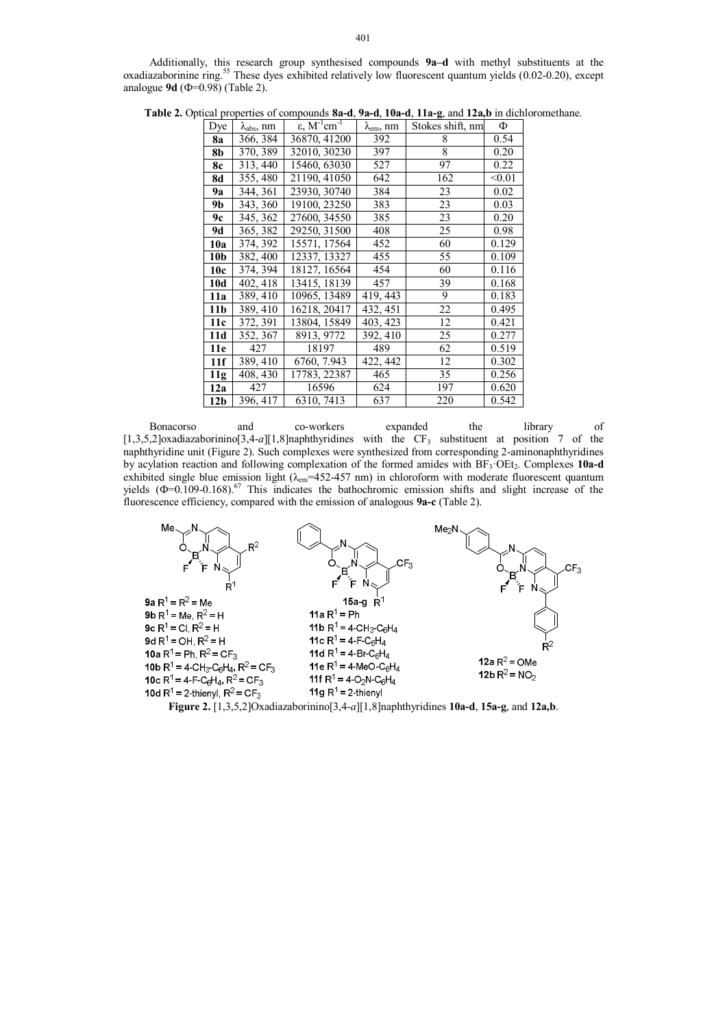Additionally, this research group synthesised compounds **9a–d** with methyl substituents at the oxadiazaborinine ring.[55] These dyes exhibited relatively low fluorescent quantum yields (0.02-0.20), except analogue **9d** (Φ=0.98) (Table 2).

**Table 2.** Optical properties of compounds **8a-d**, **9a-d**, **10a-d**, **11a-g**, and **12a,b** in dichloromethane.

| Dye | $\lambda_{abs}$, nm | ε, $M^{-1}cm^{-1}$ | $\lambda_{em}$, nm | Stokes shift, nm | Φ |
|---|---|---|---|---|---|
| **8a** | 366, 384 | 36870, 41200 | 392 | 8 | 0.54 |
| **8b** | 370, 389 | 32010, 30230 | 397 | 8 | 0.20 |
| **8c** | 313, 440 | 15460, 63030 | 527 | 97 | 0.22 |
| **8d** | 355, 480 | 21190, 41050 | 642 | 162 | <0.01 |
| **9a** | 344, 361 | 23930, 30740 | 384 | 23 | 0.02 |
| **9b** | 343, 360 | 19100, 23250 | 383 | 23 | 0.03 |
| **9c** | 345, 362 | 27600, 34550 | 385 | 23 | 0.20 |
| **9d** | 365, 382 | 29250, 31500 | 408 | 25 | 0.98 |
| **10a** | 374, 392 | 15571, 17564 | 452 | 60 | 0.129 |
| **10b** | 382, 400 | 12337, 13327 | 455 | 55 | 0.109 |
| **10c** | 374, 394 | 18127, 16564 | 454 | 60 | 0.116 |
| **10d** | 402, 418 | 13415, 18139 | 457 | 39 | 0.168 |
| **11a** | 389, 410 | 10965, 13489 | 419, 443 | 9 | 0.183 |
| **11b** | 389, 410 | 16218, 20417 | 432, 451 | 22 | 0.495 |
| **11c** | 372, 391 | 13804, 15849 | 403, 423 | 12 | 0.421 |
| **11d** | 352, 367 | 8913, 9772 | 392, 410 | 25 | 0.277 |
| **11e** | 427 | 18197 | 489 | 62 | 0.519 |
| **11f** | 389, 410 | 6760, 7.943 | 422, 442 | 12 | 0.302 |
| **11g** | 408, 430 | 17783, 22387 | 465 | 35 | 0.256 |
| **12a** | 427 | 16596 | 624 | 197 | 0.620 |
| **12b** | 396, 417 | 6310, 7413 | 637 | 220 | 0.542 |

Bonacorso and co-workers expanded the library of [1,3,5,2]oxadiazaborinino[3,4-*a*][1,8]naphthyridines with the $CF_3$ substituent at position 7 of the naphthyridine unit (Figure 2). Such complexes were synthesized from corresponding 2-aminonaphthyridines by acylation reaction and following complexation of the formed amides with $BF_3{\cdot}OEt_2$. Complexes **10a-d** exhibited single blue emission light ($\lambda_{em}$=452-457 nm) in chloroform with moderate fluorescent quantum yields (Φ=0.109-0.168).[67] This indicates the bathochromic emission shifts and slight increase of the fluorescence efficiency, compared with the emission of analogous **9a-c** (Table 2).

**9a** $R^1 = R^2$ = Me
**9b** $R^1$ = Me, $R^2$ = H
**9c** $R^1$ = Cl, $R^2$ = H
**9d** $R^1$ = OH, $R^2$ = H
**10a** $R^1$ = Ph, $R^2 = CF_3$
**10b** $R^1$ = 4-$CH_3$-$C_6H_4$, $R^2 = CF_3$
**10c** $R^1$ = 4-F-$C_6H_4$, $R^2 = CF_3$
**10d** $R^1$ = 2-thienyl, $R^2 = CF_3$

**15a-g**
**11a** $R^1$ = Ph
**11b** $R^1$ = 4-$CH_3$-$C_6H_4$
**11c** $R^1$ = 4-F-$C_6H_4$
**11d** $R^1$ = 4-Br-$C_6H_4$
**11e** $R^1$ = 4-MeO-$C_6H_4$
**11f** $R^1$ = 4-$O_2N$-$C_6H_4$
**11g** $R^1$ = 2-thienyl

**12a** $R^2$ = OMe
**12b** $R^2 = NO_2$

**Figure 2.** [1,3,5,2]Oxadiazaborinino[3,4-*a*][1,8]naphthyridines **10a-d**, **15a-g**, and **12a,b**.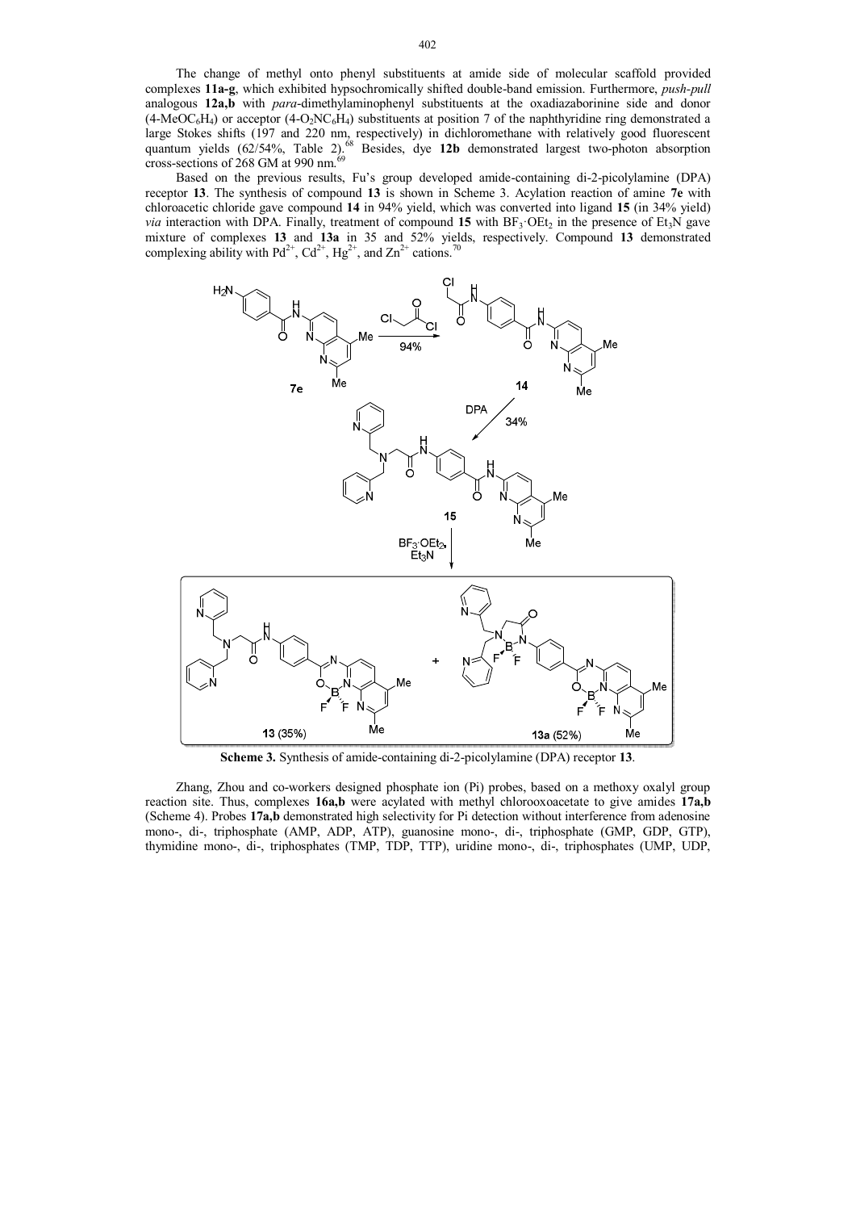The change of methyl onto phenyl substituents at amide side of molecular scaffold provided complexes **11a-g**, which exhibited hypsochromically shifted double-band emission. Furthermore, *push-pull* analogous **12a,b** with *para*-dimethylaminophenyl substituents at the oxadiazaborinine side and donor (4-$MeOC_6H_4$) or acceptor (4-$O_2NC_6H_4$) substituents at position 7 of the naphthyridine ring demonstrated a large Stokes shifts (197 and 220 nm, respectively) in dichloromethane with relatively good fluorescent quantum yields (62/54%, Table 2).[68] Besides, dye **12b** demonstrated largest two-photon absorption cross-sections of 268 GM at 990 nm.[69]

Based on the previous results, Fu's group developed amide-containing di-2-picolylamine (DPA) receptor **13**. The synthesis of compound **13** is shown in Scheme 3. Acylation reaction of amine **7e** with chloroacetic chloride gave compound **14** in 94% yield, which was converted into ligand **15** (in 34% yield) *via* interaction with DPA. Finally, treatment of compound **15** with $BF_3 \cdot OEt_2$ in the presence of $Et_3N$ gave mixture of complexes **13** and **13a** in 35 and 52% yields, respectively. Compound **13** demonstrated complexing ability with $Pd^{2+}$, $Cd^{2+}$, $Hg^{2+}$, and $Zn^{2+}$ cations.[70]

**Scheme 3.** Synthesis of amide-containing di-2-picolylamine (DPA) receptor **13**.

Zhang, Zhou and co-workers designed phosphate ion (Pi) probes, based on a methoxy oxalyl group reaction site. Thus, complexes **16a,b** were acylated with methyl chlorooxoacetate to give amides **17a,b** (Scheme 4). Probes **17a,b** demonstrated high selectivity for Pi detection without interference from adenosine mono-, di-, triphosphate (AMP, ADP, ATP), guanosine mono-, di-, triphosphate (GMP, GDP, GTP), thymidine mono-, di-, triphosphates (TMP, TDP, TTP), uridine mono-, di-, triphosphates (UMP, UDP,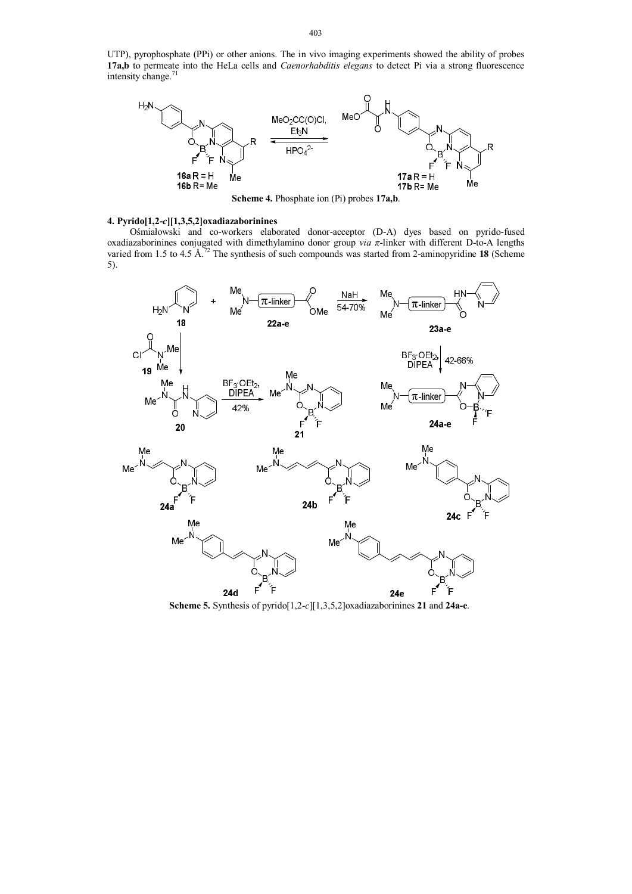UTP), pyrophosphate (PPi) or other anions. The in vivo imaging experiments showed the ability of probes **17a,b** to permeate into the HeLa cells and *Caenorhabditis elegans* to detect Pi via a strong fluorescence intensity change.[71]

**Scheme 4.** Phosphate ion (Pi) probes **17a,b**.

## 4. Pyrido[1,2-*c*][1,3,5,2]oxadiazaborinines

Ośmiałowski and co-workers elaborated donor-acceptor (D-A) dyes based on pyrido-fused oxadiazaborinines conjugated with dimethylamino donor group *via* $\pi$-linker with different D-to-A lengths varied from 1.5 to 4.5 Å.[72] The synthesis of such compounds was started from 2-aminopyridine **18** (Scheme 5).

**Scheme 5.** Synthesis of pyrido[1,2-*c*][1,3,5,2]oxadiazaborinines **21** and **24a-e**.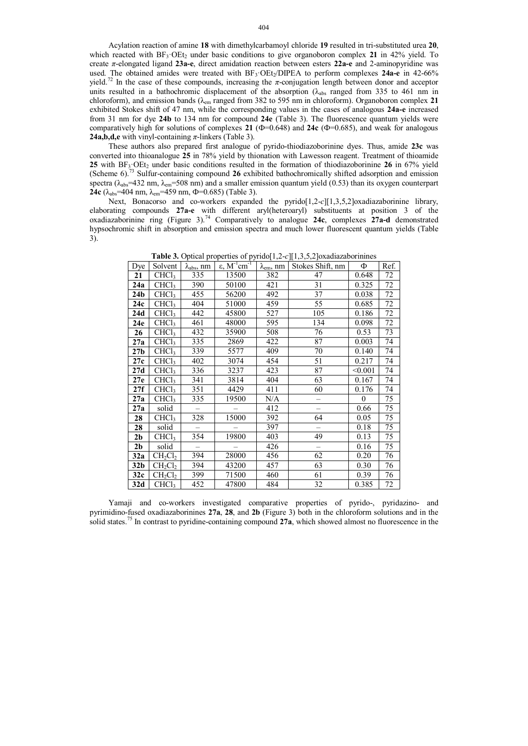Acylation reaction of amine **18** with dimethylcarbamoyl chloride **19** resulted in tri-substituted urea **20**, which reacted with $BF_3{\cdot}OEt_2$ under basic conditions to give organoboron complex **21** in 42% yield. To create *π*-elongated ligand **23a-e**, direct amidation reaction between esters **22a-e** and 2-aminopyridine was used. The obtained amides were treated with $BF_3{\cdot}OEt_2$/DIPEA to perform complexes **24a-e** in 42-66% yield.[72] In the case of these compounds, increasing the *π*-conjugation length between donor and acceptor units resulted in a bathochromic displacement of the absorption ($\lambda_{abs}$ ranged from 335 to 461 nm in chloroform), and emission bands ($\lambda_{em}$ ranged from 382 to 595 nm in chloroform). Organoboron complex **21** exhibited Stokes shift of 47 nm, while the corresponding values in the cases of analogous **24a-e** increased from 31 nm for dye **24b** to 134 nm for compound **24e** (Table 3). The fluorescence quantum yields were comparatively high for solutions of complexes **21** ($\Phi$=0.648) and **24c** ($\Phi$=0.685), and weak for analogous **24a,b,d,e** with vinyl-containing *π*-linkers (Table 3).

These authors also prepared first analogue of pyrido-thiodiazoborinine dyes. Thus, amide **23c** was converted into thioanalogue **25** in 78% yield by thionation with Lawesson reagent. Treatment of thioamide **25** with $BF_3{\cdot}OEt_2$ under basic conditions resulted in the formation of thiodiazoborinine **26** in 67% yield (Scheme 6).[73] Sulfur-containing compound **26** exhibited bathochromically shifted adsorption and emission spectra ($\lambda_{abs}$=432 nm, $\lambda_{em}$=508 nm) and a smaller emission quantum yield (0.53) than its oxygen counterpart **24c** ($\lambda_{abs}$=404 nm, $\lambda_{em}$=459 nm, $\Phi$=0.685) (Table 3).

Next, Bonacorso and co-workers expanded the pyrido[1,2-*c*][1,3,5,2]oxadiazaborinine library, elaborating compounds **27a-e** with different aryl(heteroaryl) substituents at position 3 of the oxadiazaborinine ring (Figure 3).[74] Comparatively to analogue **24c**, complexes **27a-d** demonstrated hypsochromic shift in absorption and emission spectra and much lower fluorescent quantum yields (Table 3).

**Table 3.** Optical properties of pyrido[1,2-*c*][1,3,5,2]oxadiazaborinines

| Dye | Solvent | $\lambda_{abs}$, nm | ε, $M^{-1}cm^{-1}$ | $\lambda_{em}$, nm | Stokes Shift, nm | Φ | Ref. |
|---|---|---|---|---|---|---|---|
| **21** | $CHCl_3$ | 335 | 13500 | 382 | 47 | 0.648 | 72 |
| **24a** | $CHCl_3$ | 390 | 50100 | 421 | 31 | 0.325 | 72 |
| **24b** | $CHCl_3$ | 455 | 56200 | 492 | 37 | 0.038 | 72 |
| **24c** | $CHCl_3$ | 404 | 51000 | 459 | 55 | 0.685 | 72 |
| **24d** | $CHCl_3$ | 442 | 45800 | 527 | 105 | 0.186 | 72 |
| **24e** | $CHCl_3$ | 461 | 48000 | 595 | 134 | 0.098 | 72 |
| **26** | $CHCl_3$ | 432 | 35900 | 508 | 76 | 0.53 | 73 |
| **27a** | $CHCl_3$ | 335 | 2869 | 422 | 87 | 0.003 | 74 |
| **27b** | $CHCl_3$ | 339 | 5577 | 409 | 70 | 0.140 | 74 |
| **27c** | $CHCl_3$ | 402 | 3074 | 454 | 51 | 0.217 | 74 |
| **27d** | $CHCl_3$ | 336 | 3237 | 423 | 87 | <0.001 | 74 |
| **27e** | $CHCl_3$ | 341 | 3814 | 404 | 63 | 0.167 | 74 |
| **27f** | $CHCl_3$ | 351 | 4429 | 411 | 60 | 0.176 | 74 |
| **27a** | $CHCl_3$ | 335 | 19500 | N/A | – | 0 | 75 |
| **27a** | solid | – | – | 412 | – | 0.66 | 75 |
| **28** | $CHCl_3$ | 328 | 15000 | 392 | 64 | 0.05 | 75 |
| **28** | solid | – | – | 397 | – | 0.18 | 75 |
| **2b** | $CHCl_3$ | 354 | 19800 | 403 | 49 | 0.13 | 75 |
| **2b** | solid | – | – | 426 | – | 0.16 | 75 |
| **32a** | $CH_2Cl_2$ | 394 | 28000 | 456 | 62 | 0.20 | 76 |
| **32b** | $CH_2Cl_2$ | 394 | 43200 | 457 | 63 | 0.30 | 76 |
| **32c** | $CH_2Cl_2$ | 399 | 71500 | 460 | 61 | 0.39 | 76 |
| **32d** | $CHCl_3$ | 452 | 47800 | 484 | 32 | 0.385 | 72 |

Yamaji and co-workers investigated comparative properties of pyrido-, pyridazino- and pyrimidino-fused oxadiazaborinines **27a**, **28**, and **2b** (Figure 3) both in the chloroform solutions and in the solid states.[75] In contrast to pyridine-containing compound **27a**, which showed almost no fluorescence in the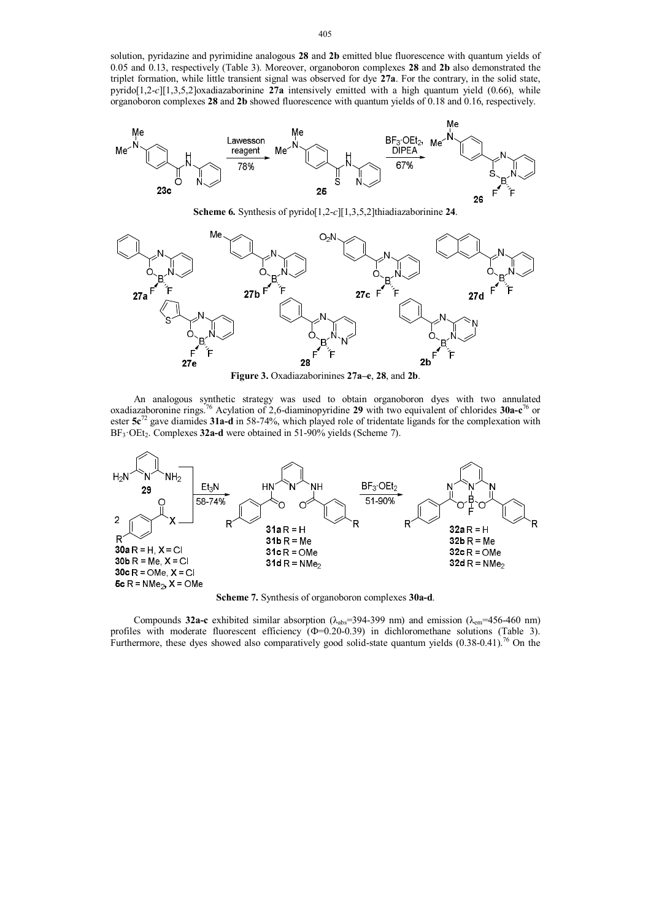solution, pyridazine and pyrimidine analogous **28** and **2b** emitted blue fluorescence with quantum yields of 0.05 and 0.13, respectively (Table 3). Moreover, organoboron complexes **28** and **2b** also demonstrated the triplet formation, while little transient signal was observed for dye **27a**. For the contrary, in the solid state, pyrido[1,2-*c*][1,3,5,2]oxadiazaborinine **27a** intensively emitted with a high quantum yield (0.66), while organoboron complexes **28** and **2b** showed fluorescence with quantum yields of 0.18 and 0.16, respectively.

**Scheme 6.** Synthesis of pyrido[1,2-*c*][1,3,5,2]thiadiazaborinine **24**.

**Figure 3.** Oxadiazaborinines **27a–e**, **28**, and **2b**.

An analogous synthetic strategy was used to obtain organoboron dyes with two annulated oxadiazaboronine rings.[76] Acylation of 2,6-diaminopyridine **29** with two equivalent of chlorides **30a-c**[76] or ester **5c**[72] gave diamides **31a-d** in 58-74%, which played role of tridentate ligands for the complexation with $BF_3{\cdot}OEt_2$. Complexes **32a-d** were obtained in 51-90% yields (Scheme 7).

**Scheme 7.** Synthesis of organoboron complexes **30a-d**.

Compounds **32a-c** exhibited similar absorption ($\lambda_{abs}$=394-399 nm) and emission ($\lambda_{em}$=456-460 nm) profiles with moderate fluorescent efficiency ($\Phi$=0.20-0.39) in dichloromethane solutions (Table 3). Furthermore, these dyes showed also comparatively good solid-state quantum yields (0.38-0.41).[76] On the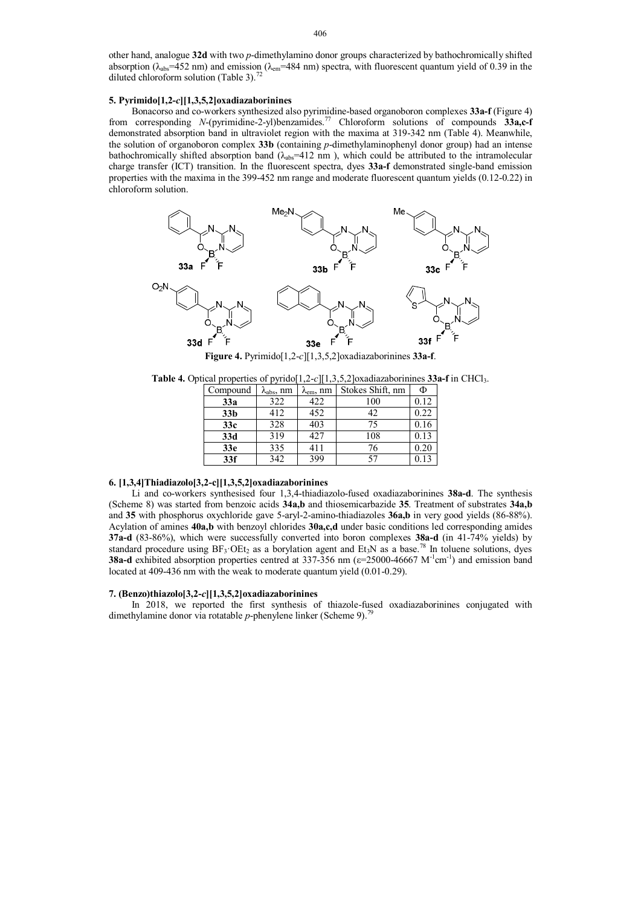other hand, analogue **32d** with two *p*-dimethylamino donor groups characterized by bathochromically shifted absorption ($\lambda_{abs}$=452 nm) and emission ($\lambda_{em}$=484 nm) spectra, with fluorescent quantum yield of 0.39 in the diluted chloroform solution (Table 3).[72]

## 5. Pyrimido[1,2-*c*][1,3,5,2]oxadiazaborinines

Bonacorso and co-workers synthesized also pyrimidine-based organoboron complexes **33a-f** (Figure 4) from corresponding *N*-(pyrimidine-2-yl)benzamides.[77] Chloroform solutions of compounds **33a,c-f** demonstrated absorption band in ultraviolet region with the maxima at 319-342 nm (Table 4). Meanwhile, the solution of organoboron complex **33b** (containing *p*-dimethylaminophenyl donor group) had an intense bathochromically shifted absorption band ($\lambda_{abs}$=412 nm ), which could be attributed to the intramolecular charge transfer (ICT) transition. In the fluorescent spectra, dyes **33a-f** demonstrated single-band emission properties with the maxima in the 399-452 nm range and moderate fluorescent quantum yields (0.12-0.22) in chloroform solution.

**Figure 4.** Pyrimido[1,2-*c*][1,3,5,2]oxadiazaborinines **33a-f**.

**Table 4.** Optical properties of pyrido[1,2-*c*][1,3,5,2]oxadiazaborinines **33a-f** in $CHCl_3$.

| Compound | $\lambda_{abs}$, nm | $\lambda_{em}$, nm | Stokes Shift, nm | Φ |
|---|---|---|---|---|
| **33a** | 322 | 422 | 100 | 0.12 |
| **33b** | 412 | 452 | 42 | 0.22 |
| **33c** | 328 | 403 | 75 | 0.16 |
| **33d** | 319 | 427 | 108 | 0.13 |
| **33e** | 335 | 411 | 76 | 0.20 |
| **33f** | 342 | 399 | 57 | 0.13 |

## 6. [1,3,4]Thiadiazolo[3,2-c][1,3,5,2]oxadiazaborinines

Li and co-workers synthesised four 1,3,4-thiadiazolo-fused oxadiazaborinines **38a-d**. The synthesis (Scheme 8) was started from benzoic acids **34a,b** and thiosemicarbazide **35**. Treatment of substrates **34a,b** and **35** with phosphorus oxychloride gave 5-aryl-2-amino-thiadiazoles **36a,b** in very good yields (86-88%). Acylation of amines **40a,b** with benzoyl chlorides **30a,c,d** under basic conditions led corresponding amides **37a-d** (83-86%), which were successfully converted into boron complexes **38a-d** (in 41-74% yields) by standard procedure using $BF_3{\cdot}OEt_2$ as a borylation agent and $Et_3N$ as a base.[78] In toluene solutions, dyes **38a-d** exhibited absorption properties centred at 337-356 nm (ε=25000-46667 $M^{-1}cm^{-1}$) and emission band located at 409-436 nm with the weak to moderate quantum yield (0.01-0.29).

## 7. (Benzo)thiazolo[3,2-*c*][1,3,5,2]oxadiazaborinines

In 2018, we reported the first synthesis of thiazole-fused oxadiazaborinines conjugated with dimethylamine donor via rotatable *p*-phenylene linker (Scheme 9).[79]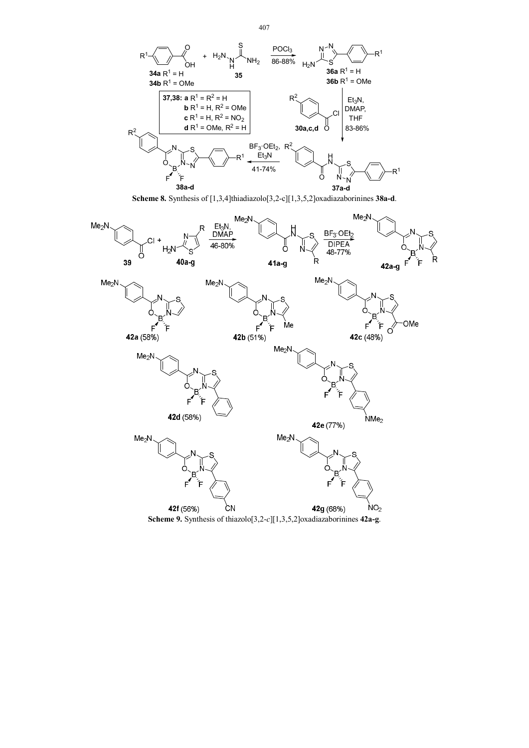**Scheme 8.** Synthesis of [1,3,4]thiadiazolo[3,2-c][1,3,5,2]oxadiazaborinines **38a-d**.

**Scheme 9.** Synthesis of thiazolo[3,2-*c*][1,3,5,2]oxadiazaborinines **42a-g**.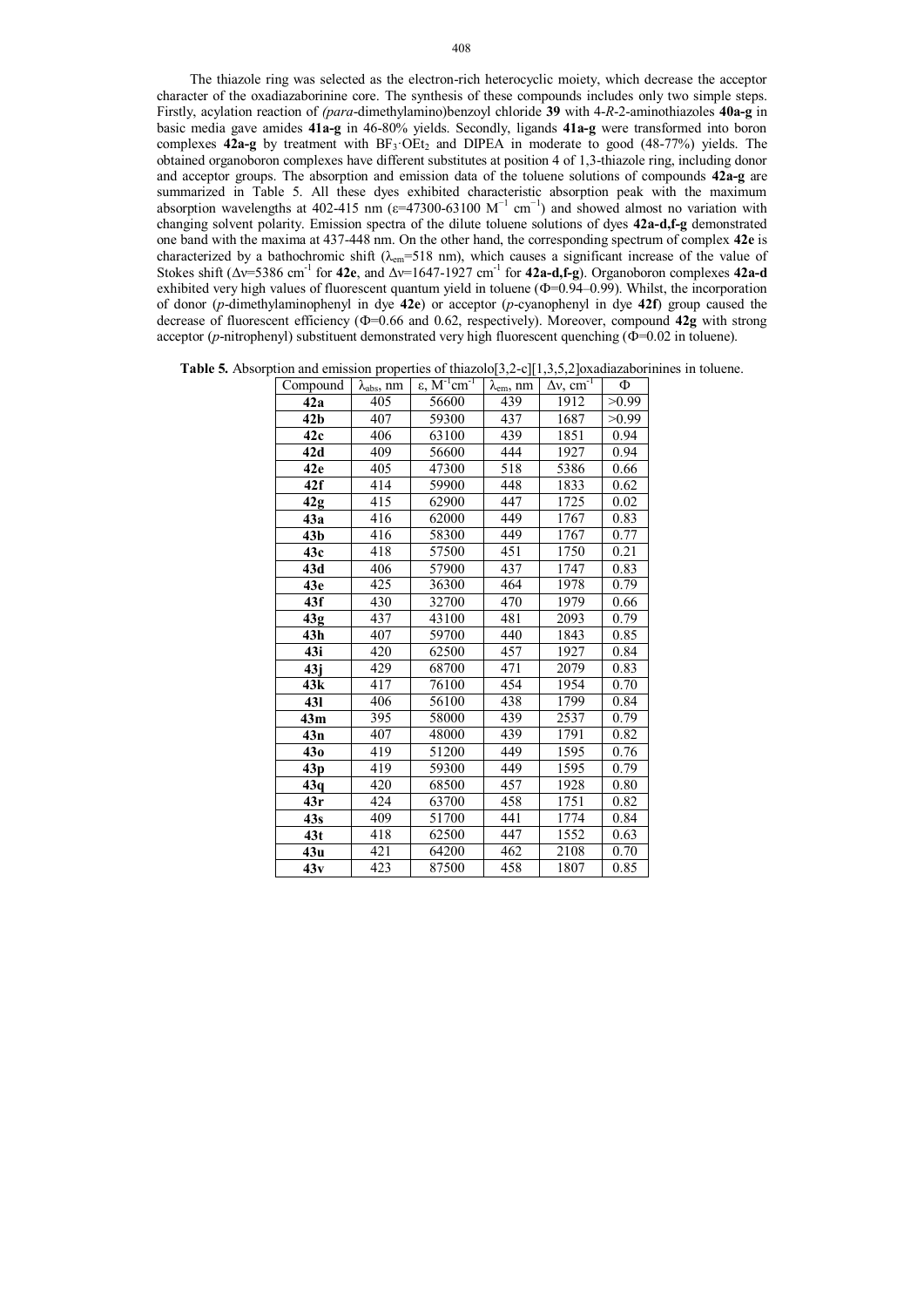The thiazole ring was selected as the electron-rich heterocyclic moiety, which decrease the acceptor character of the oxadiazaborinine core. The synthesis of these compounds includes only two simple steps. Firstly, acylation reaction of *(para*-dimethylamino)benzoyl chloride **39** with 4-*R*-2-aminothiazoles **40a-g** in basic media gave amides **41a-g** in 46-80% yields. Secondly, ligands **41a-g** were transformed into boron complexes **42a-g** by treatment with $BF_3{\cdot}OEt_2$ and DIPEA in moderate to good (48-77%) yields. The obtained organoboron complexes have different substitutes at position 4 of 1,3-thiazole ring, including donor and acceptor groups. The absorption and emission data of the toluene solutions of compounds **42a-g** are summarized in Table 5. All these dyes exhibited characteristic absorption peak with the maximum absorption wavelengths at 402-415 nm ($\varepsilon$=47300-63100 $M^{-1}$ $cm^{-1}$) and showed almost no variation with changing solvent polarity. Emission spectra of the dilute toluene solutions of dyes **42a-d,f-g** demonstrated one band with the maxima at 437-448 nm. On the other hand, the corresponding spectrum of complex **42e** is characterized by a bathochromic shift ($\lambda_{em}$=518 nm), which causes a significant increase of the value of Stokes shift ($\Delta\nu$=5386 $cm^{-1}$ for **42e**, and $\Delta\nu$=1647-1927 $cm^{-1}$ for **42a-d,f-g**). Organoboron complexes **42a-d** exhibited very high values of fluorescent quantum yield in toluene ($\Phi$=0.94–0.99). Whilst, the incorporation of donor (*p*-dimethylaminophenyl in dye **42e**) or acceptor (*p*-cyanophenyl in dye **42f**) group caused the decrease of fluorescent efficiency ($\Phi$=0.66 and 0.62, respectively). Moreover, compound **42g** with strong acceptor (*p*-nitrophenyl) substituent demonstrated very high fluorescent quenching ($\Phi$=0.02 in toluene).

**Table 5.** Absorption and emission properties of thiazolo[3,2-c][1,3,5,2]oxadiazaborinines in toluene.

| Compound | $\lambda_{abs}$, nm | $\varepsilon$, $M^{-1}cm^{-1}$ | $\lambda_{em}$, nm | $\Delta\nu$, $cm^{-1}$ | $\Phi$ |
|---|---|---|---|---|---|
| **42a** | 405 | 56600 | 439 | 1912 | >0.99 |
| **42b** | 407 | 59300 | 437 | 1687 | >0.99 |
| **42c** | 406 | 63100 | 439 | 1851 | 0.94 |
| **42d** | 409 | 56600 | 444 | 1927 | 0.94 |
| **42e** | 405 | 47300 | 518 | 5386 | 0.66 |
| **42f** | 414 | 59900 | 448 | 1833 | 0.62 |
| **42g** | 415 | 62900 | 447 | 1725 | 0.02 |
| **43a** | 416 | 62000 | 449 | 1767 | 0.83 |
| **43b** | 416 | 58300 | 449 | 1767 | 0.77 |
| **43c** | 418 | 57500 | 451 | 1750 | 0.21 |
| **43d** | 406 | 57900 | 437 | 1747 | 0.83 |
| **43e** | 425 | 36300 | 464 | 1978 | 0.79 |
| **43f** | 430 | 32700 | 470 | 1979 | 0.66 |
| **43g** | 437 | 43100 | 481 | 2093 | 0.79 |
| **43h** | 407 | 59700 | 440 | 1843 | 0.85 |
| **43i** | 420 | 62500 | 457 | 1927 | 0.84 |
| **43j** | 429 | 68700 | 471 | 2079 | 0.83 |
| **43k** | 417 | 76100 | 454 | 1954 | 0.70 |
| **43l** | 406 | 56100 | 438 | 1799 | 0.84 |
| **43m** | 395 | 58000 | 439 | 2537 | 0.79 |
| **43n** | 407 | 48000 | 439 | 1791 | 0.82 |
| **43o** | 419 | 51200 | 449 | 1595 | 0.76 |
| **43p** | 419 | 59300 | 449 | 1595 | 0.79 |
| **43q** | 420 | 68500 | 457 | 1928 | 0.80 |
| **43r** | 424 | 63700 | 458 | 1751 | 0.82 |
| **43s** | 409 | 51700 | 441 | 1774 | 0.84 |
| **43t** | 418 | 62500 | 447 | 1552 | 0.63 |
| **43u** | 421 | 64200 | 462 | 2108 | 0.70 |
| **43v** | 423 | 87500 | 458 | 1807 | 0.85 |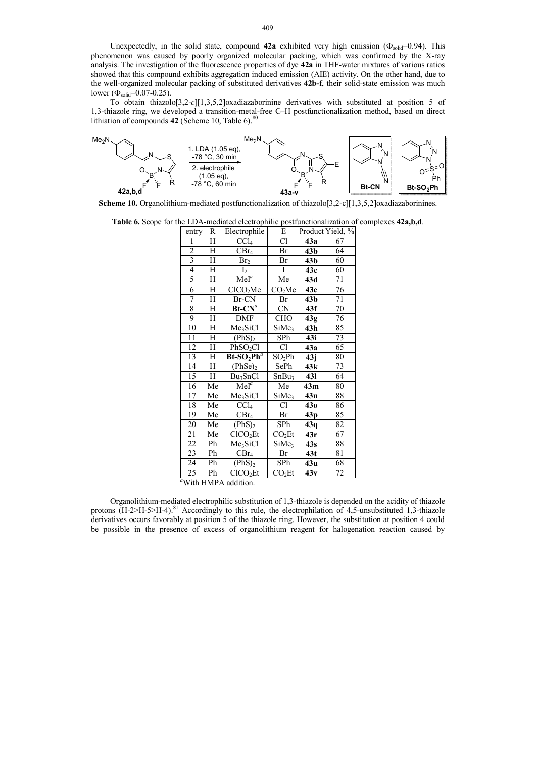Unexpectedly, in the solid state, compound **42a** exhibited very high emission ($\Phi_{solid}$=0.94). This phenomenon was caused by poorly organized molecular packing, which was confirmed by the X-ray analysis. The investigation of the fluorescence properties of dye **42a** in THF-water mixtures of various ratios showed that this compound exhibits aggregation induced emission (AIE) activity. On the other hand, due to the well-organized molecular packing of substituted derivatives **42b-f**, their solid-state emission was much lower ($\Phi_{solid}$=0.07-0.25).

To obtain thiazolo[3,2-*c*][1,3,5,2]oxadiazaborinine derivatives with substituted at position 5 of 1,3-thiazole ring, we developed a transition-metal-free C–H postfunctionalization method, based on direct lithiation of compounds **42** (Scheme 10, Table 6).[80]

**42a,b,d** → 1. LDA (1.05 eq), -78 °C, 30 min; 2. electrophile (1.05 eq), -78 °C, 60 min → **43a-v**; **Bt-CN**; **Bt-SO$_2$Ph**

**Scheme 10.** Organolithium-mediated postfunctionalization of thiazolo[3,2-c][1,3,5,2]oxadiazaborinines.

**Table 6.** Scope for the LDA-mediated electrophilic postfunctionalization of complexes **42a,b,d**.

| entry | R | Electrophile | E | Product | Yield, % |
|---|---|---|---|---|---|
| 1 | H | $CCl_4$ | Cl | **43a** | 67 |
| 2 | H | $CBr_4$ | Br | **43b** | 64 |
| 3 | H | $Br_2$ | Br | **43b** | 60 |
| 4 | H | $I_2$ | I | **43c** | 60 |
| 5 | H | MeI[a] | Me | **43d** | 71 |
| 6 | H | $ClCO_2Me$ | $CO_2Me$ | **43e** | 76 |
| 7 | H | Br-CN | Br | **43b** | 71 |
| 8 | H | **Bt-CN**[a] | CN | **43f** | 70 |
| 9 | H | DMF | CHO | **43g** | 76 |
| 10 | H | $Me_3SiCl$ | $SiMe_3$ | **43h** | 85 |
| 11 | H | $(PhS)_2$ | SPh | **43i** | 73 |
| 12 | H | $PhSO_2Cl$ | Cl | **43a** | 65 |
| 13 | H | **Bt-SO$_2$Ph**[a] | $SO_2Ph$ | **43j** | 80 |
| 14 | H | $(PhSe)_2$ | SePh | **43k** | 73 |
| 15 | H | $Bu_3SnCl$ | $SnBu_3$ | **43l** | 64 |
| 16 | Me | MeI[a] | Me | **43m** | 80 |
| 17 | Me | $Me_3SiCl$ | $SiMe_3$ | **43n** | 88 |
| 18 | Me | $CCl_4$ | Cl | **43o** | 86 |
| 19 | Me | $CBr_4$ | Br | **43p** | 85 |
| 20 | Me | $(PhS)_2$ | SPh | **43q** | 82 |
| 21 | Me | $ClCO_2Et$ | $CO_2Et$ | **43r** | 67 |
| 22 | Ph | $Me_3SiCl$ | $SiMe_3$ | **43s** | 88 |
| 23 | Ph | $CBr_4$ | Br | **43t** | 81 |
| 24 | Ph | $(PhS)_2$ | SPh | **43u** | 68 |
| 25 | Ph | $ClCO_2Et$ | $CO_2Et$ | **43v** | 72 |

[a]With HMPA addition.

Organolithium-mediated electrophilic substitution of 1,3-thiazole is depended on the acidity of thiazole protons (H-2>H-5>H-4).[81] Accordingly to this rule, the electrophilation of 4,5-unsubstituted 1,3-thiazole derivatives occurs favorably at position 5 of the thiazole ring. However, the substitution at position 4 could be possible in the presence of excess of organolithium reagent for halogenation reaction caused by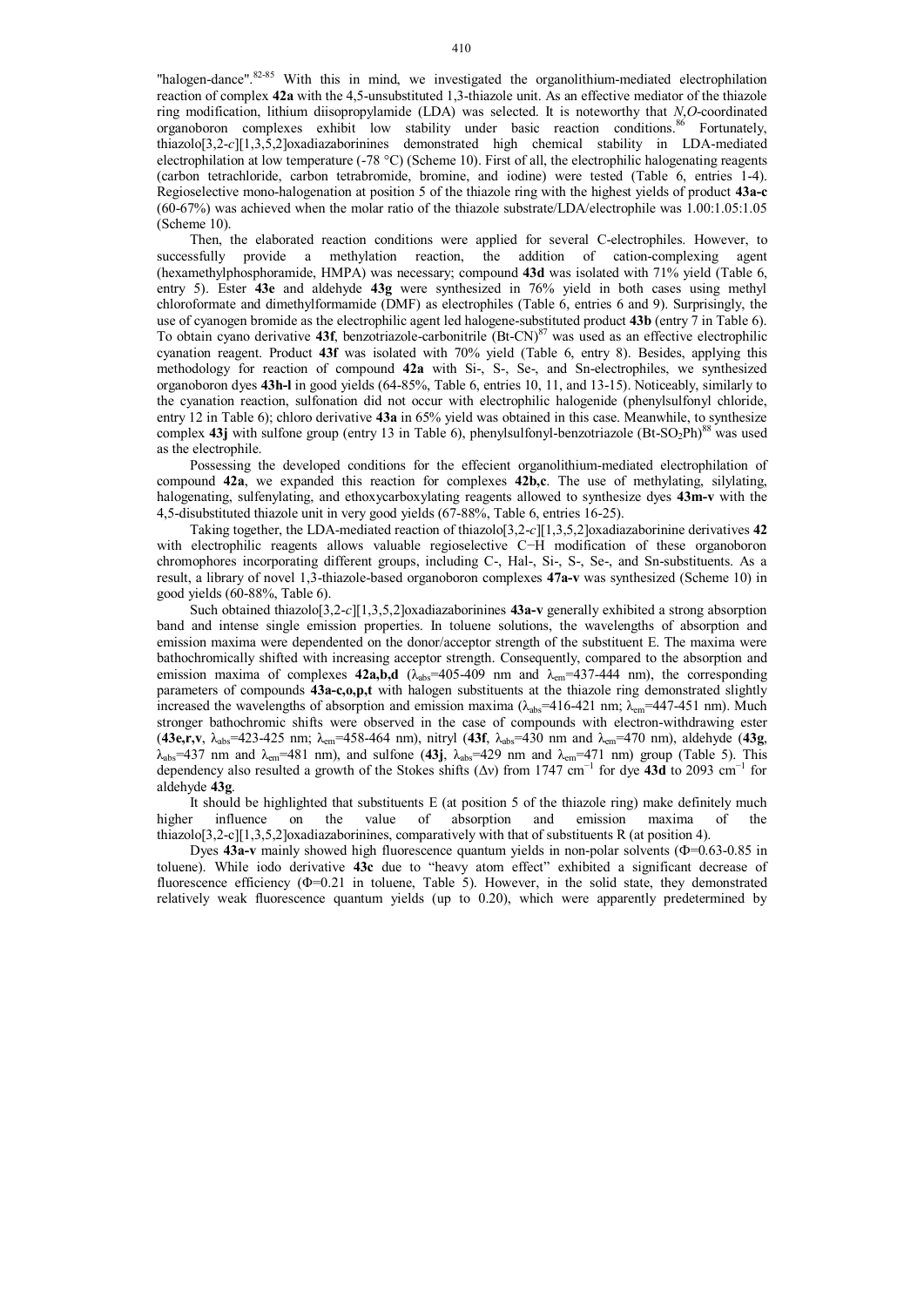"halogen-dance".[82-85] With this in mind, we investigated the organolithium-mediated electrophilation reaction of complex **42a** with the 4,5-unsubstituted 1,3-thiazole unit. As an effective mediator of the thiazole ring modification, lithium diisopropylamide (LDA) was selected. It is noteworthy that *N,O*-coordinated organoboron complexes exhibit low stability under basic reaction conditions.[86] Fortunately, thiazolo[3,2-*c*][1,3,5,2]oxadiazaborinines demonstrated high chemical stability in LDA-mediated electrophilation at low temperature (-78 °C) (Scheme 10). First of all, the electrophilic halogenating reagents (carbon tetrachloride, carbon tetrabromide, bromine, and iodine) were tested (Table 6, entries 1-4). Regioselective mono-halogenation at position 5 of the thiazole ring with the highest yields of product **43a-c** (60-67%) was achieved when the molar ratio of the thiazole substrate/LDA/electrophile was 1.00:1.05:1.05 (Scheme 10).

Then, the elaborated reaction conditions were applied for several C-electrophiles. However, to successfully provide a methylation reaction, the addition of cation-complexing agent (hexamethylphosphoramide, HMPA) was necessary; compound **43d** was isolated with 71% yield (Table 6, entry 5). Ester **43e** and aldehyde **43g** were synthesized in 76% yield in both cases using methyl chloroformate and dimethylformamide (DMF) as electrophiles (Table 6, entries 6 and 9). Surprisingly, the use of cyanogen bromide as the electrophilic agent led halogene-substituted product **43b** (entry 7 in Table 6). To obtain cyano derivative **43f**, benzotriazole-carbonitrile (Bt-CN)[87] was used as an effective electrophilic cyanation reagent. Product **43f** was isolated with 70% yield (Table 6, entry 8). Besides, applying this methodology for reaction of compound **42a** with Si-, S-, Se-, and Sn-electrophiles, we synthesized organoboron dyes **43h-l** in good yields (64-85%, Table 6, entries 10, 11, and 13-15). Noticeably, similarly to the cyanation reaction, sulfonation did not occur with electrophilic halogenide (phenylsulfonyl chloride, entry 12 in Table 6); chloro derivative **43a** in 65% yield was obtained in this case. Meanwhile, to synthesize complex **43j** with sulfone group (entry 13 in Table 6), phenylsulfonyl-benzotriazole (Bt-$SO_2$Ph)[88] was used as the electrophile.

Possessing the developed conditions for the effecient organolithium-mediated electrophilation of compound **42a**, we expanded this reaction for complexes **42b,c**. The use of methylating, silylating, halogenating, sulfenylating, and ethoxycarboxylating reagents allowed to synthesize dyes **43m-v** with the 4,5-disubstituted thiazole unit in very good yields (67-88%, Table 6, entries 16-25).

Taking together, the LDA-mediated reaction of thiazolo[3,2-*c*][1,3,5,2]oxadiazaborinine derivatives **42** with electrophilic reagents allows valuable regioselective C−H modification of these organoboron chromophores incorporating different groups, including C-, Hal-, Si-, S-, Se-, and Sn-substituents. As a result, a library of novel 1,3-thiazole-based organoboron complexes **47a-v** was synthesized (Scheme 10) in good yields (60-88%, Table 6).

Such obtained thiazolo[3,2-*c*][1,3,5,2]oxadiazaborinines **43a-v** generally exhibited a strong absorption band and intense single emission properties. In toluene solutions, the wavelengths of absorption and emission maxima were dependented on the donor/acceptor strength of the substituent E. The maxima were bathochromically shifted with increasing acceptor strength. Consequently, compared to the absorption and emission maxima of complexes **42a,b,d** ($\lambda_{abs}$=405-409 nm and $\lambda_{em}$=437-444 nm), the corresponding parameters of compounds **43a-c,o,p,t** with halogen substituents at the thiazole ring demonstrated slightly increased the wavelengths of absorption and emission maxima ($\lambda_{abs}$=416-421 nm; $\lambda_{em}$=447-451 nm). Much stronger bathochromic shifts were observed in the case of compounds with electron-withdrawing ester (**43e,r,v**, $\lambda_{abs}$=423-425 nm; $\lambda_{em}$=458-464 nm), nitryl (**43f**, $\lambda_{abs}$=430 nm and $\lambda_{em}$=470 nm), aldehyde (**43g**, $\lambda_{abs}$=437 nm and $\lambda_{em}$=481 nm), and sulfone (**43j**, $\lambda_{abs}$=429 nm and $\lambda_{em}$=471 nm) group (Table 5). This dependency also resulted a growth of the Stokes shifts (Δν) from 1747 $cm^{-1}$ for dye **43d** to 2093 $cm^{-1}$ for aldehyde **43g**.

It should be highlighted that substituents E (at position 5 of the thiazole ring) make definitely much higher influence on the value of absorption and emission maxima of the thiazolo[3,2-c][1,3,5,2]oxadiazaborinines, comparatively with that of substituents R (at position 4).

Dyes **43a-v** mainly showed high fluorescence quantum yields in non-polar solvents (Φ=0.63-0.85 in toluene). While iodo derivative **43c** due to "heavy atom effect" exhibited a significant decrease of fluorescence efficiency (Φ=0.21 in toluene, Table 5). However, in the solid state, they demonstrated relatively weak fluorescence quantum yields (up to 0.20), which were apparently predetermined by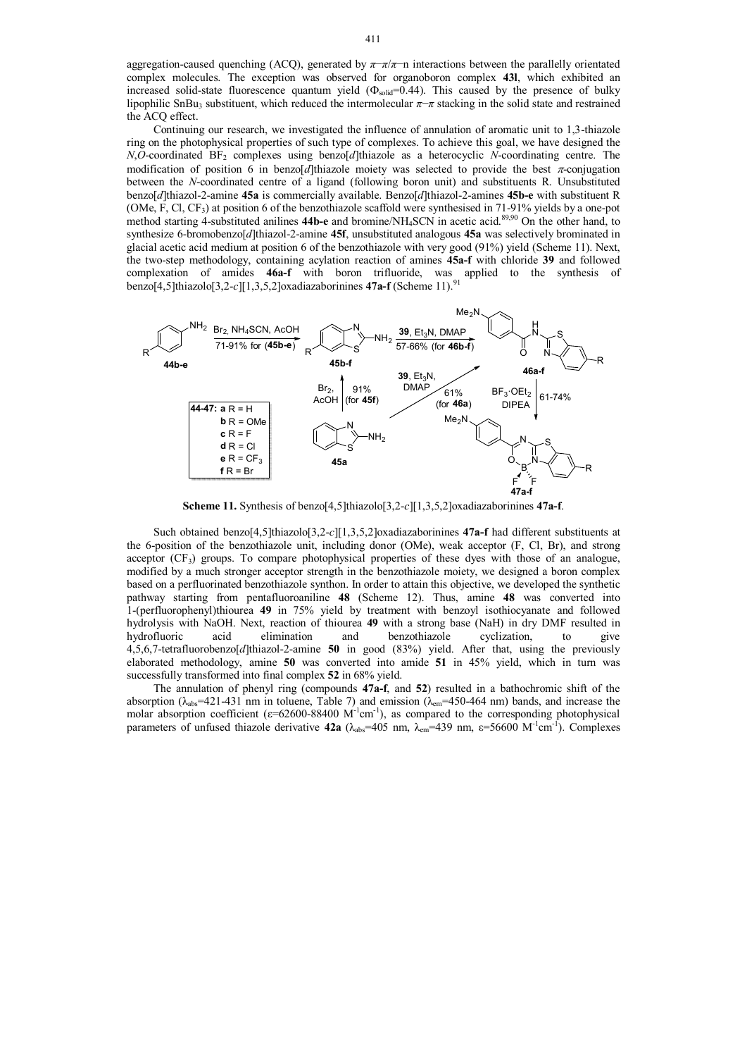aggregation-caused quenching (ACQ), generated by $\pi$–$\pi$/$\pi$–n interactions between the parallelly orientated complex molecules. The exception was observed for organoboron complex **43l**, which exhibited an increased solid-state fluorescence quantum yield ($\Phi_{solid}$=0.44). This caused by the presence of bulky lipophilic $SnBu_3$ substituent, which reduced the intermolecular $\pi$–$\pi$ stacking in the solid state and restrained the ACQ effect.

Continuing our research, we investigated the influence of annulation of aromatic unit to 1,3-thiazole ring on the photophysical properties of such type of complexes. To achieve this goal, we have designed the *N*,*O*-coordinated $BF_2$ complexes using benzo[*d*]thiazole as a heterocyclic *N*-coordinating centre. The modification of position 6 in benzo[*d*]thiazole moiety was selected to provide the best $\pi$-conjugation between the *N*-coordinated centre of a ligand (following boron unit) and substituents R. Unsubstituted benzo[*d*]thiazol-2-amine **45a** is commercially available. Benzo[*d*]thiazol-2-amines **45b-e** with substituent R (OMe, F, Cl, $CF_3$) at position 6 of the benzothiazole scaffold were synthesised in 71-91% yields by a one-pot method starting 4-substituted anilines **44b-e** and bromine/$NH_4SCN$ in acetic acid.[89,90] On the other hand, to synthesize 6-bromobenzo[*d*]thiazol-2-amine **45f**, unsubstituted analogous **45a** was selectively brominated in glacial acetic acid medium at position 6 of the benzothiazole with very good (91%) yield (Scheme 11). Next, the two-step methodology, containing acylation reaction of amines **45a-f** with chloride **39** and followed complexation of amides **46a-f** with boron trifluoride, was applied to the synthesis of benzo[4,5]thiazolo[3,2-*c*][1,3,5,2]oxadiazaborinines **47a-f** (Scheme 11).[91]

**Scheme 11.** Synthesis of benzo[4,5]thiazolo[3,2-*c*][1,3,5,2]oxadiazaborinines **47a-f**.

Such obtained benzo[4,5]thiazolo[3,2-*c*][1,3,5,2]oxadiazaborinines **47a-f** had different substituents at the 6-position of the benzothiazole unit, including donor (OMe), weak acceptor (F, Cl, Br), and strong acceptor ($CF_3$) groups. To compare photophysical properties of these dyes with those of an analogue, modified by a much stronger acceptor strength in the benzothiazole moiety, we designed a boron complex based on a perfluorinated benzothiazole synthon. In order to attain this objective, we developed the synthetic pathway starting from pentafluoroaniline **48** (Scheme 12). Thus, amine **48** was converted into 1-(perfluorophenyl)thiourea **49** in 75% yield by treatment with benzoyl isothiocyanate and followed hydrolysis with NaOH. Next, reaction of thiourea **49** with a strong base (NaH) in dry DMF resulted in hydrofluoric acid elimination and benzothiazole cyclization, to give 4,5,6,7-tetrafluorobenzo[*d*]thiazol-2-amine **50** in good (83%) yield. After that, using the previously elaborated methodology, amine **50** was converted into amide **51** in 45% yield, which in turn was successfully transformed into final complex **52** in 68% yield.

The annulation of phenyl ring (compounds **47a-f**, and **52**) resulted in a bathochromic shift of the absorption ($\lambda_{abs}$=421-431 nm in toluene, Table 7) and emission ($\lambda_{em}$=450-464 nm) bands, and increase the molar absorption coefficient ($\varepsilon$=62600-88400 $M^{-1}cm^{-1}$), as compared to the corresponding photophysical parameters of unfused thiazole derivative **42a** ($\lambda_{abs}$=405 nm, $\lambda_{em}$=439 nm, $\varepsilon$=56600 $M^{-1}cm^{-1}$). Complexes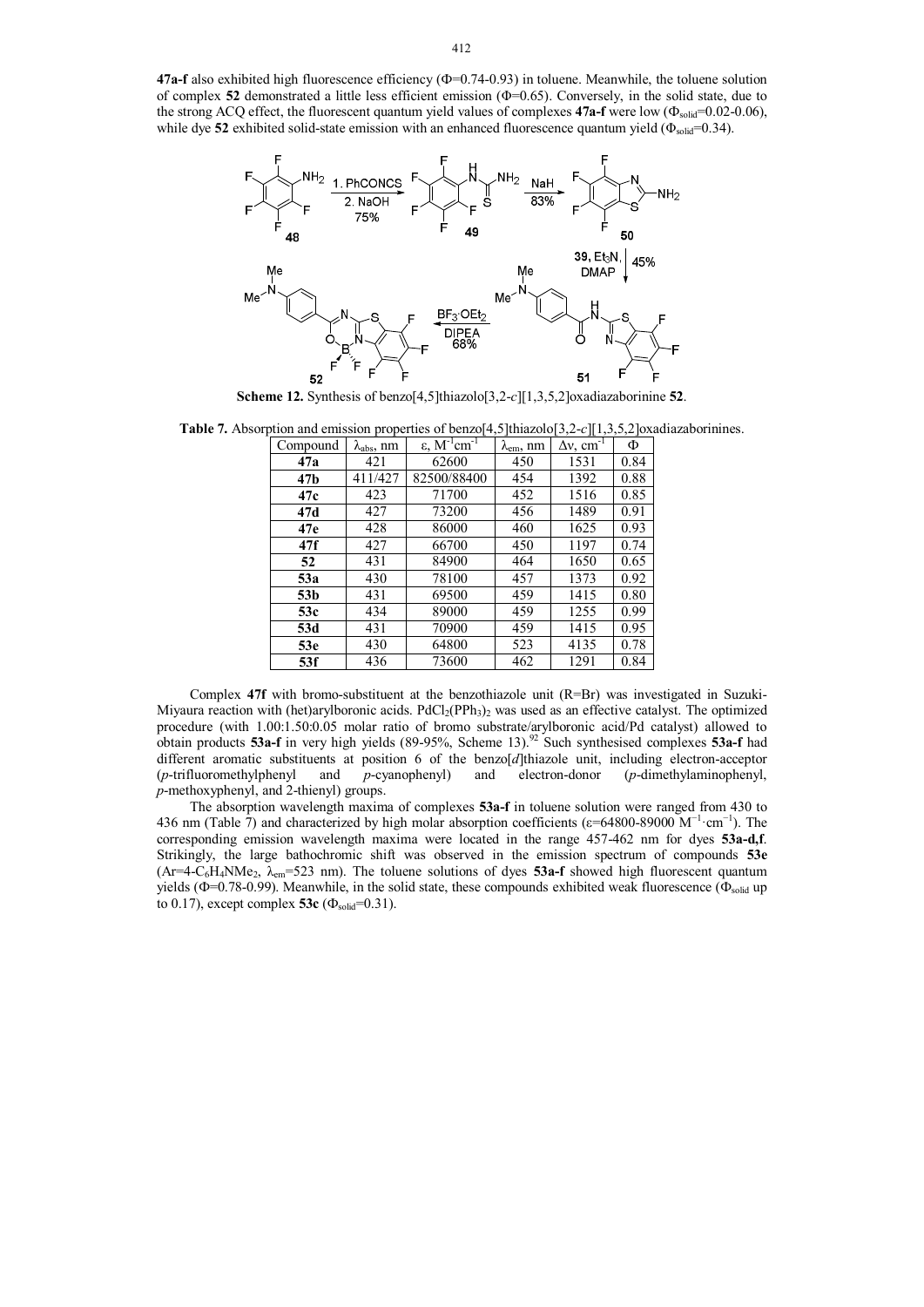**47a-f** also exhibited high fluorescence efficiency (Φ=0.74-0.93) in toluene. Meanwhile, the toluene solution of complex **52** demonstrated a little less efficient emission (Φ=0.65). Conversely, in the solid state, due to the strong ACQ effect, the fluorescent quantum yield values of complexes **47a-f** were low ($\Phi_{solid}$=0.02-0.06), while dye **52** exhibited solid-state emission with an enhanced fluorescence quantum yield ($\Phi_{solid}$=0.34).

**Scheme 12.** Synthesis of benzo[4,5]thiazolo[3,2-*c*][1,3,5,2]oxadiazaborinine **52**.

**Table 7.** Absorption and emission properties of benzo[4,5]thiazolo[3,2-*c*][1,3,5,2]oxadiazaborinines.

| Compound | $\lambda_{abs}$, nm | ε, $M^{-1}cm^{-1}$ | $\lambda_{em}$, nm | Δν, $cm^{-1}$ | Φ |
|---|---|---|---|---|---|
| **47a** | 421 | 62600 | 450 | 1531 | 0.84 |
| **47b** | 411/427 | 82500/88400 | 454 | 1392 | 0.88 |
| **47c** | 423 | 71700 | 452 | 1516 | 0.85 |
| **47d** | 427 | 73200 | 456 | 1489 | 0.91 |
| **47e** | 428 | 86000 | 460 | 1625 | 0.93 |
| **47f** | 427 | 66700 | 450 | 1197 | 0.74 |
| **52** | 431 | 84900 | 464 | 1650 | 0.65 |
| **53a** | 430 | 78100 | 457 | 1373 | 0.92 |
| **53b** | 431 | 69500 | 459 | 1415 | 0.80 |
| **53c** | 434 | 89000 | 459 | 1255 | 0.99 |
| **53d** | 431 | 70900 | 459 | 1415 | 0.95 |
| **53e** | 430 | 64800 | 523 | 4135 | 0.78 |
| **53f** | 436 | 73600 | 462 | 1291 | 0.84 |

Complex **47f** with bromo-substituent at the benzothiazole unit (R=Br) was investigated in Suzuki-Miyaura reaction with (het)arylboronic acids. $PdCl_2(PPh_3)_2$ was used as an effective catalyst. The optimized procedure (with 1.00:1.50:0.05 molar ratio of bromo substrate/arylboronic acid/Pd catalyst) allowed to obtain products **53a-f** in very high yields (89-95%, Scheme 13).[92] Such synthesised complexes **53a-f** had different aromatic substituents at position 6 of the benzo[*d*]thiazole unit, including electron-acceptor (*p*-trifluoromethylphenyl and *p*-cyanophenyl) and electron-donor (*p*-dimethylaminophenyl, *p*-methoxyphenyl, and 2-thienyl) groups.

The absorption wavelength maxima of complexes **53a-f** in toluene solution were ranged from 430 to 436 nm (Table 7) and characterized by high molar absorption coefficients (ε=64800-89000 $M^{-1}\cdot cm^{-1}$). The corresponding emission wavelength maxima were located in the range 457-462 nm for dyes **53a-d,f**. Strikingly, the large bathochromic shift was observed in the emission spectrum of compounds **53e** (Ar=4-$C_6H_4NMe_2$, $\lambda_{em}$=523 nm). The toluene solutions of dyes **53a-f** showed high fluorescent quantum yields (Φ=0.78-0.99). Meanwhile, in the solid state, these compounds exhibited weak fluorescence ($\Phi_{solid}$ up to 0.17), except complex **53c** ($\Phi_{solid}$=0.31).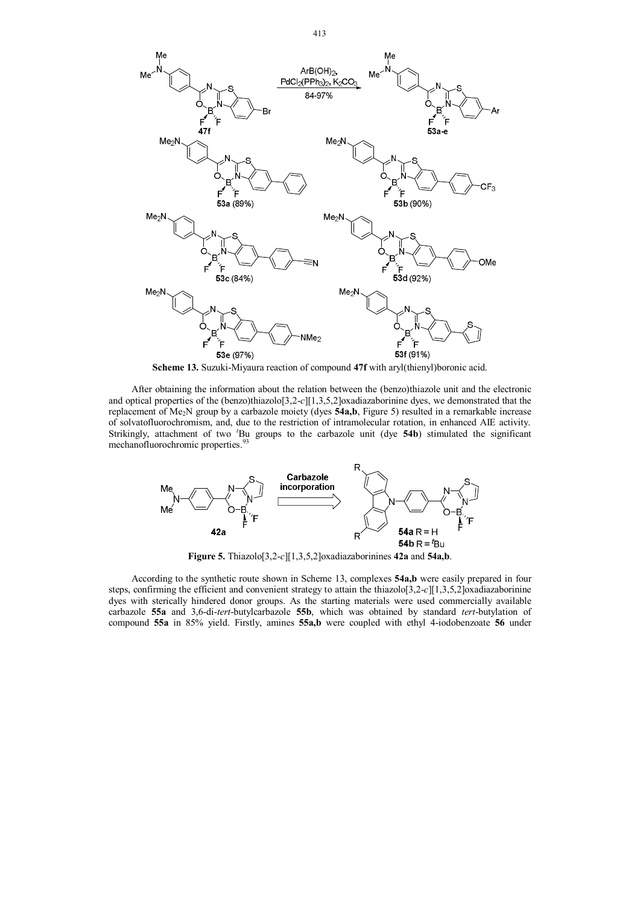**Scheme 13.** Suzuki-Miyaura reaction of compound **47f** with aryl(thienyl)boronic acid.

After obtaining the information about the relation between the (benzo)thiazole unit and the electronic and optical properties of the (benzo)thiazolo[3,2-*c*][1,3,5,2]oxadiazaborinine dyes, we demonstrated that the replacement of $Me_2N$ group by a carbazole moiety (dyes **54a,b**, Figure 5) resulted in a remarkable increase of solvatofluorochromism, and, due to the restriction of intramolecular rotation, in enhanced AIE activity. Strikingly, attachment of two *t*Bu groups to the carbazole unit (dye **54b**) stimulated the significant mechanofluorochromic properties.[93]

**Figure 5.** Thiazolo[3,2-*c*][1,3,5,2]oxadiazaborinines **42a** and **54a,b**.

According to the synthetic route shown in Scheme 13, complexes **54a,b** were easily prepared in four steps, confirming the efficient and convenient strategy to attain the thiazolo[3,2-*c*][1,3,5,2]oxadiazaborinine dyes with sterically hindered donor groups. As the starting materials were used commercially available carbazole **55a** and 3,6-di-*tert*-butylcarbazole **55b**, which was obtained by standard *tert*-butylation of compound **55a** in 85% yield. Firstly, amines **55a,b** were coupled with ethyl 4-iodobenzoate **56** under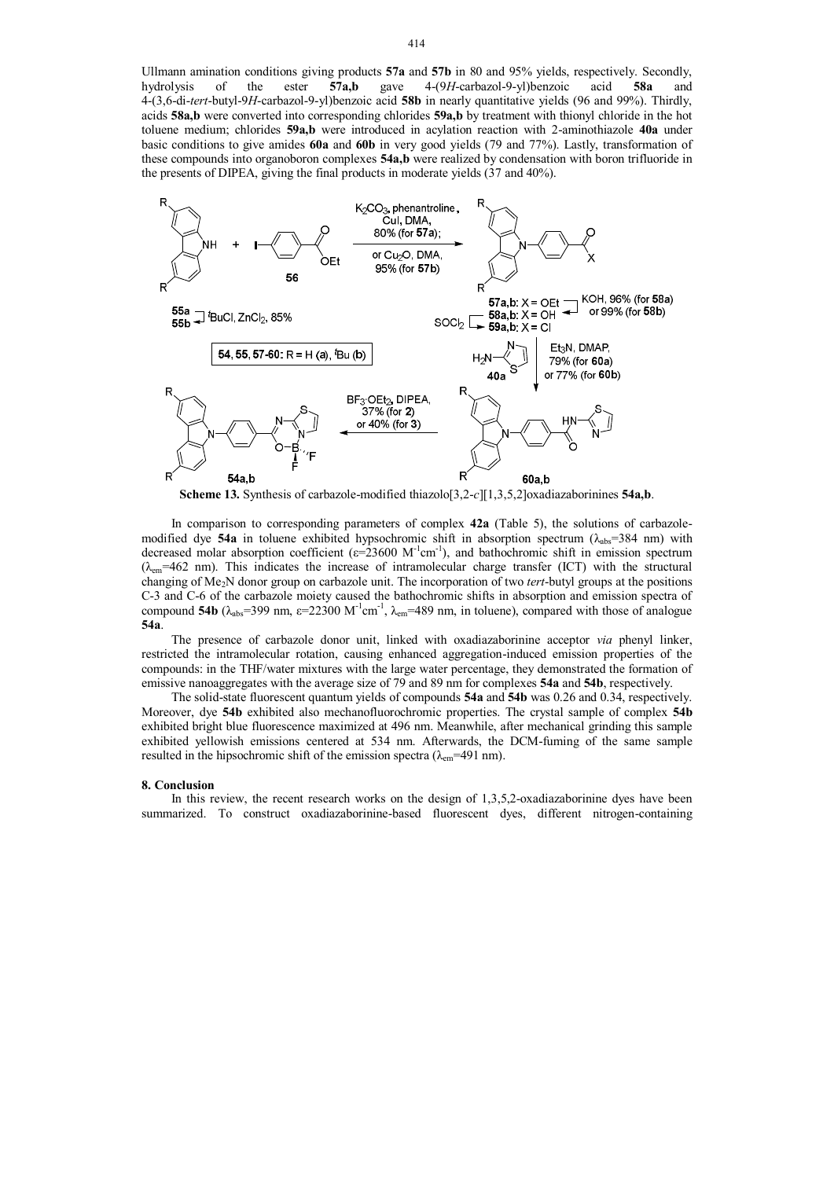Ullmann amination conditions giving products **57a** and **57b** in 80 and 95% yields, respectively. Secondly, hydrolysis of the ester **57a,b** gave 4-(9*H*-carbazol-9-yl)benzoic acid **58a** and 4-(3,6-di-*tert*-butyl-9*H*-carbazol-9-yl)benzoic acid **58b** in nearly quantitative yields (96 and 99%). Thirdly, acids **58a,b** were converted into corresponding chlorides **59a,b** by treatment with thionyl chloride in the hot toluene medium; chlorides **59a,b** were introduced in acylation reaction with 2-aminothiazole **40a** under basic conditions to give amides **60a** and **60b** in very good yields (79 and 77%). Lastly, transformation of these compounds into organoboron complexes **54a,b** were realized by condensation with boron trifluoride in the presents of DIPEA, giving the final products in moderate yields (37 and 40%).

**Scheme 13.** Synthesis of carbazole-modified thiazolo[3,2-*c*][1,3,5,2]oxadiazaborinines **54a,b**.

In comparison to corresponding parameters of complex **42a** (Table 5), the solutions of carbazole-modified dye **54a** in toluene exhibited hypsochromic shift in absorption spectrum ($\lambda_{abs}$=384 nm) with decreased molar absorption coefficient ($\varepsilon$=23600 $M^{-1}cm^{-1}$), and bathochromic shift in emission spectrum ($\lambda_{em}$=462 nm). This indicates the increase of intramolecular charge transfer (ICT) with the structural changing of $Me_2N$ donor group on carbazole unit. The incorporation of two *tert*-butyl groups at the positions C-3 and C-6 of the carbazole moiety caused the bathochromic shifts in absorption and emission spectra of compound **54b** ($\lambda_{abs}$=399 nm, $\varepsilon$=22300 $M^{-1}cm^{-1}$, $\lambda_{em}$=489 nm, in toluene), compared with those of analogue **54a**.

The presence of carbazole donor unit, linked with oxadiazaborinine acceptor *via* phenyl linker, restricted the intramolecular rotation, causing enhanced aggregation-induced emission properties of the compounds: in the THF/water mixtures with the large water percentage, they demonstrated the formation of emissive nanoaggregates with the average size of 79 and 89 nm for complexes **54a** and **54b**, respectively.

The solid-state fluorescent quantum yields of compounds **54a** and **54b** was 0.26 and 0.34, respectively. Moreover, dye **54b** exhibited also mechanofluorochromic properties. The crystal sample of complex **54b** exhibited bright blue fluorescence maximized at 496 nm. Meanwhile, after mechanical grinding this sample exhibited yellowish emissions centered at 534 nm. Afterwards, the DCM-fuming of the same sample resulted in the hipsochromic shift of the emission spectra ($\lambda_{em}$=491 nm).

## 8. Conclusion

In this review, the recent research works on the design of 1,3,5,2-oxadiazaborinine dyes have been summarized. To construct oxadiazaborinine-based fluorescent dyes, different nitrogen-containing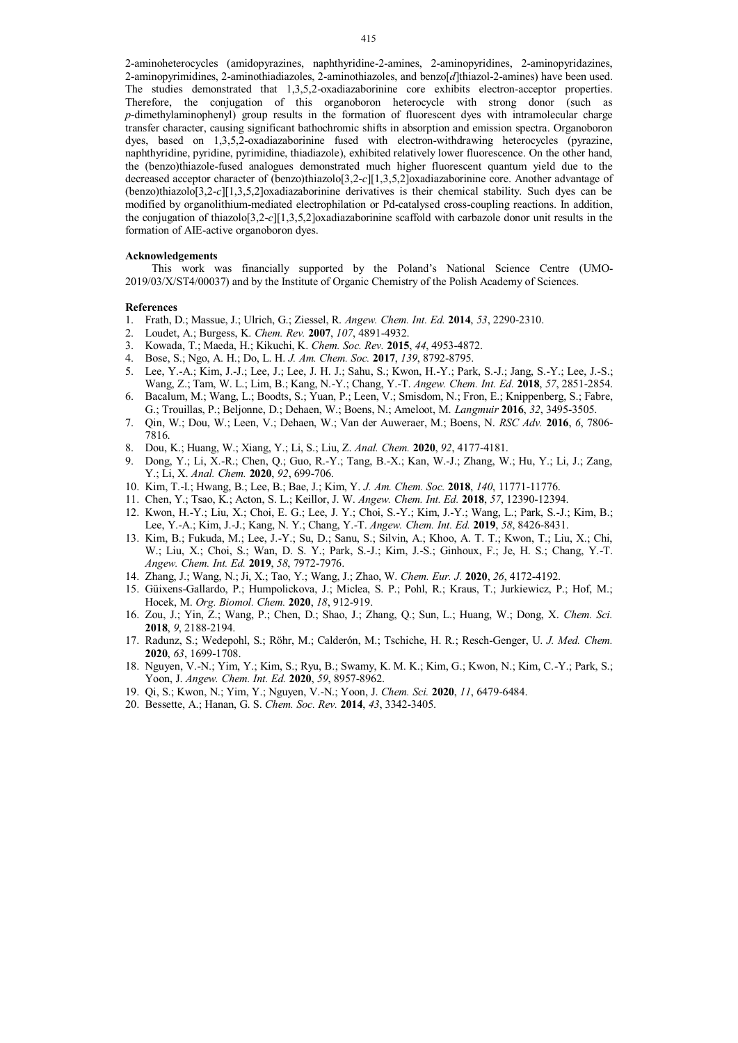2-aminoheterocycles (amidopyrazines, naphthyridine-2-amines, 2-aminopyridines, 2-aminopyridazines, 2-aminopyrimidines, 2-aminothiadiazoles, 2-aminothiazoles, and benzo[*d*]thiazol-2-amines) have been used. The studies demonstrated that 1,3,5,2-oxadiazaborinine core exhibits electron-acceptor properties. Therefore, the conjugation of this organoboron heterocycle with strong donor (such as *p*-dimethylaminophenyl) group results in the formation of fluorescent dyes with intramolecular charge transfer character, causing significant bathochromic shifts in absorption and emission spectra. Organoboron dyes, based on 1,3,5,2-oxadiazaborinine fused with electron-withdrawing heterocycles (pyrazine, naphthyridine, pyridine, pyrimidine, thiadiazole), exhibited relatively lower fluorescence. On the other hand, the (benzo)thiazole-fused analogues demonstrated much higher fluorescent quantum yield due to the decreased acceptor character of (benzo)thiazolo[3,2-*c*][1,3,5,2]oxadiazaborinine core. Another advantage of (benzo)thiazolo[3,2-*c*][1,3,5,2]oxadiazaborinine derivatives is their chemical stability. Such dyes can be modified by organolithium-mediated electrophilation or Pd-catalysed cross-coupling reactions. In addition, the conjugation of thiazolo[3,2-*c*][1,3,5,2]oxadiazaborinine scaffold with carbazole donor unit results in the formation of AIE-active organoboron dyes.

**Acknowledgements**

This work was financially supported by the Poland's National Science Centre (UMO-2019/03/X/ST4/00037) and by the Institute of Organic Chemistry of the Polish Academy of Sciences.

**References**

1. Frath, D.; Massue, J.; Ulrich, G.; Ziessel, R. *Angew. Chem. Int. Ed.* **2014**, *53*, 2290-2310.
2. Loudet, A.; Burgess, K. *Chem. Rev.* **2007**, *107*, 4891-4932.
3. Kowada, T.; Maeda, H.; Kikuchi, K. *Chem. Soc. Rev.* **2015**, *44*, 4953-4872.
4. Bose, S.; Ngo, A. H.; Do, L. H. *J. Am. Chem. Soc.* **2017**, *139*, 8792-8795.
5. Lee, Y.-A.; Kim, J.-J.; Lee, J.; Lee, J. H. J.; Sahu, S.; Kwon, H.-Y.; Park, S.-J.; Jang, S.-Y.; Lee, J.-S.; Wang, Z.; Tam, W. L.; Lim, B.; Kang, N.-Y.; Chang, Y.-T. *Angew. Chem. Int. Ed.* **2018**, *57*, 2851-2854.
6. Bacalum, M.; Wang, L.; Boodts, S.; Yuan, P.; Leen, V.; Smisdom, N.; Fron, E.; Knippenberg, S.; Fabre, G.; Trouillas, P.; Beljonne, D.; Dehaen, W.; Boens, N.; Ameloot, M. *Langmuir* **2016**, *32*, 3495-3505.
7. Qin, W.; Dou, W.; Leen, V.; Dehaen, W.; Van der Auweraer, M.; Boens, N. *RSC Adv.* **2016**, *6*, 7806-7816.
8. Dou, K.; Huang, W.; Xiang, Y.; Li, S.; Liu, Z. *Anal. Chem.* **2020**, *92*, 4177-4181.
9. Dong, Y.; Li, X.-R.; Chen, Q.; Guo, R.-Y.; Tang, B.-X.; Kan, W.-J.; Zhang, W.; Hu, Y.; Li, J.; Zang, Y.; Li, X. *Anal. Chem.* **2020**, *92*, 699-706.
10. Kim, T.-I.; Hwang, B.; Lee, B.; Bae, J.; Kim, Y. *J. Am. Chem. Soc.* **2018**, *140*, 11771-11776.
11. Chen, Y.; Tsao, K.; Acton, S. L.; Keillor, J. W. *Angew. Chem. Int. Ed.* **2018**, *57*, 12390-12394.
12. Kwon, H.-Y.; Liu, X.; Choi, E. G.; Lee, J. Y.; Choi, S.-Y.; Kim, J.-Y.; Wang, L.; Park, S.-J.; Kim, B.; Lee, Y.-A.; Kim, J.-J.; Kang, N. Y.; Chang, Y.-T. *Angew. Chem. Int. Ed.* **2019**, *58*, 8426-8431.
13. Kim, B.; Fukuda, M.; Lee, J.-Y.; Su, D.; Sanu, S.; Silvin, A.; Khoo, A. T. T.; Kwon, T.; Liu, X.; Chi, W.; Liu, X.; Choi, S.; Wan, D. S. Y.; Park, S.-J.; Kim, J.-S.; Ginhoux, F.; Je, H. S.; Chang, Y.-T. *Angew. Chem. Int. Ed.* **2019**, *58*, 7972-7976.
14. Zhang, J.; Wang, N.; Ji, X.; Tao, Y.; Wang, J.; Zhao, W. *Chem. Eur. J.* **2020**, *26*, 4172-4192.
15. Güixens-Gallardo, P.; Humpolickova, J.; Miclea, S. P.; Pohl, R.; Kraus, T.; Jurkiewicz, P.; Hof, M.; Hocek, M. *Org. Biomol. Chem.* **2020**, *18*, 912-919.
16. Zou, J.; Yin, Z.; Wang, P.; Chen, D.; Shao, J.; Zhang, Q.; Sun, L.; Huang, W.; Dong, X. *Chem. Sci.* **2018**, *9*, 2188-2194.
17. Radunz, S.; Wedepohl, S.; Röhr, M.; Calderón, M.; Tschiche, H. R.; Resch-Genger, U. *J. Med. Chem.* **2020**, *63*, 1699-1708.
18. Nguyen, V.-N.; Yim, Y.; Kim, S.; Ryu, B.; Swamy, K. M. K.; Kim, G.; Kwon, N.; Kim, C.-Y.; Park, S.; Yoon, J. *Angew. Chem. Int. Ed.* **2020**, *59*, 8957-8962.
19. Qi, S.; Kwon, N.; Yim, Y.; Nguyen, V.-N.; Yoon, J. *Chem. Sci.* **2020**, *11*, 6479-6484.
20. Bessette, A.; Hanan, G. S. *Chem. Soc. Rev.* **2014**, *43*, 3342-3405.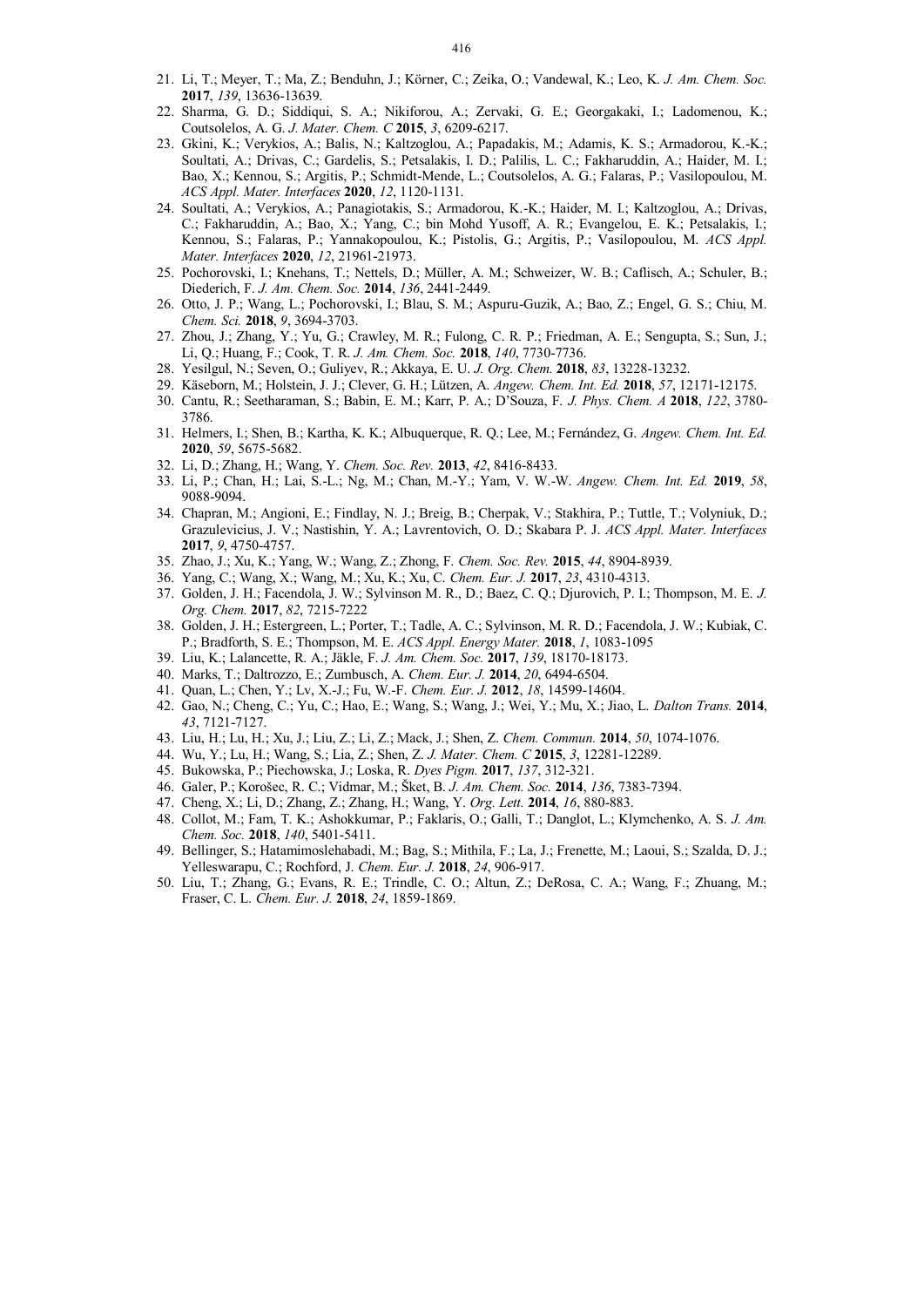21. Li, T.; Meyer, T.; Ma, Z.; Benduhn, J.; Körner, C.; Zeika, O.; Vandewal, K.; Leo, K. *J. Am. Chem. Soc.* **2017**, *139*, 13636-13639.
22. Sharma, G. D.; Siddiqui, S. A.; Nikiforou, A.; Zervaki, G. E.; Georgakaki, I.; Ladomenou, K.; Coutsolelos, A. G. *J. Mater. Chem. C* **2015**, *3*, 6209-6217.
23. Gkini, K.; Verykios, A.; Balis, N.; Kaltzoglou, A.; Papadakis, M.; Adamis, K. S.; Armadorou, K.-K.; Soultati, A.; Drivas, C.; Gardelis, S.; Petsalakis, I. D.; Palilis, L. C.; Fakharuddin, A.; Haider, M. I.; Bao, X.; Kennou, S.; Argitis, P.; Schmidt-Mende, L.; Coutsolelos, A. G.; Falaras, P.; Vasilopoulou, M. *ACS Appl. Mater. Interfaces* **2020**, *12*, 1120-1131.
24. Soultati, A.; Verykios, A.; Panagiotakis, S.; Armadorou, K.-K.; Haider, M. I.; Kaltzoglou, A.; Drivas, C.; Fakharuddin, A.; Bao, X.; Yang, C.; bin Mohd Yusoff, A. R.; Evangelou, E. K.; Petsalakis, I.; Kennou, S.; Falaras, P.; Yannakopoulou, K.; Pistolis, G.; Argitis, P.; Vasilopoulou, M. *ACS Appl. Mater. Interfaces* **2020**, *12*, 21961-21973.
25. Pochorovski, I.; Knehans, T.; Nettels, D.; Müller, A. M.; Schweizer, W. B.; Caflisch, A.; Schuler, B.; Diederich, F. *J. Am. Chem. Soc.* **2014**, *136*, 2441-2449.
26. Otto, J. P.; Wang, L.; Pochorovski, I.; Blau, S. M.; Aspuru-Guzik, A.; Bao, Z.; Engel, G. S.; Chiu, M. *Chem. Sci.* **2018**, *9*, 3694-3703.
27. Zhou, J.; Zhang, Y.; Yu, G.; Crawley, M. R.; Fulong, C. R. P.; Friedman, A. E.; Sengupta, S.; Sun, J.; Li, Q.; Huang, F.; Cook, T. R. *J. Am. Chem. Soc.* **2018**, *140*, 7730-7736.
28. Yesilgul, N.; Seven, O.; Guliyev, R.; Akkaya, E. U. *J. Org. Chem.* **2018**, *83*, 13228-13232.
29. Käseborn, M.; Holstein, J. J.; Clever, G. H.; Lützen, A. *Angew. Chem. Int. Ed.* **2018**, *57*, 12171-12175.
30. Cantu, R.; Seetharaman, S.; Babin, E. M.; Karr, P. A.; D'Souza, F. *J. Phys. Chem. A* **2018**, *122*, 3780-3786.
31. Helmers, I.; Shen, B.; Kartha, K. K.; Albuquerque, R. Q.; Lee, M.; Fernández, G. *Angew. Chem. Int. Ed.* **2020**, *59*, 5675-5682.
32. Li, D.; Zhang, H.; Wang, Y. *Chem. Soc. Rev.* **2013**, *42*, 8416-8433.
33. Li, P.; Chan, H.; Lai, S.-L.; Ng, M.; Chan, M.-Y.; Yam, V. W.-W. *Angew. Chem. Int. Ed.* **2019**, *58*, 9088-9094.
34. Chapran, M.; Angioni, E.; Findlay, N. J.; Breig, B.; Cherpak, V.; Stakhira, P.; Tuttle, T.; Volyniuk, D.; Grazulevicius, J. V.; Nastishin, Y. A.; Lavrentovich, O. D.; Skabara P. J. *ACS Appl. Mater. Interfaces* **2017**, *9*, 4750-4757.
35. Zhao, J.; Xu, K.; Yang, W.; Wang, Z.; Zhong, F. *Chem. Soc. Rev.* **2015**, *44*, 8904-8939.
36. Yang, C.; Wang, X.; Wang, M.; Xu, K.; Xu, C. *Chem. Eur. J.* **2017**, *23*, 4310-4313.
37. Golden, J. H.; Facendola, J. W.; Sylvinson M. R., D.; Baez, C. Q.; Djurovich, P. I.; Thompson, M. E. *J. Org. Chem.* **2017**, *82*, 7215-7222
38. Golden, J. H.; Estergreen, L.; Porter, T.; Tadle, A. C.; Sylvinson, M. R. D.; Facendola, J. W.; Kubiak, C. P.; Bradforth, S. E.; Thompson, M. E. *ACS Appl. Energy Mater.* **2018**, *1*, 1083-1095
39. Liu, K.; Lalancette, R. A.; Jäkle, F. *J. Am. Chem. Soc.* **2017**, *139*, 18170-18173.
40. Marks, T.; Daltrozzo, E.; Zumbusch, A. *Chem. Eur. J.* **2014**, *20*, 6494-6504.
41. Quan, L.; Chen, Y.; Lv, X.-J.; Fu, W.-F. *Chem. Eur. J.* **2012**, *18*, 14599-14604.
42. Gao, N.; Cheng, C.; Yu, C.; Hao, E.; Wang, S.; Wang, J.; Wei, Y.; Mu, X.; Jiao, L. *Dalton Trans.* **2014**, *43*, 7121-7127.
43. Liu, H.; Lu, H.; Xu, J.; Liu, Z.; Li, Z.; Mack, J.; Shen, Z. *Chem. Commun.* **2014**, *50*, 1074-1076.
44. Wu, Y.; Lu, H.; Wang, S.; Lia, Z.; Shen, Z. *J. Mater. Chem. C* **2015**, *3*, 12281-12289.
45. Bukowska, P.; Piechowska, J.; Loska, R. *Dyes Pigm.* **2017**, *137*, 312-321.
46. Galer, P.; Korošec, R. C.; Vidmar, M.; Šket, B. *J. Am. Chem. Soc.* **2014**, *136*, 7383-7394.
47. Cheng, X.; Li, D.; Zhang, Z.; Zhang, H.; Wang, Y. *Org. Lett.* **2014**, *16*, 880-883.
48. Collot, M.; Fam, T. K.; Ashokkumar, P.; Faklaris, O.; Galli, T.; Danglot, L.; Klymchenko, A. S. *J. Am. Chem. Soc.* **2018**, *140*, 5401-5411.
49. Bellinger, S.; Hatamimoslehabadi, M.; Bag, S.; Mithila, F.; La, J.; Frenette, M.; Laoui, S.; Szalda, D. J.; Yelleswarapu, C.; Rochford, J. *Chem. Eur. J.* **2018**, *24*, 906-917.
50. Liu, T.; Zhang, G.; Evans, R. E.; Trindle, C. O.; Altun, Z.; DeRosa, C. A.; Wang, F.; Zhuang, M.; Fraser, C. L. *Chem. Eur. J.* **2018**, *24*, 1859-1869.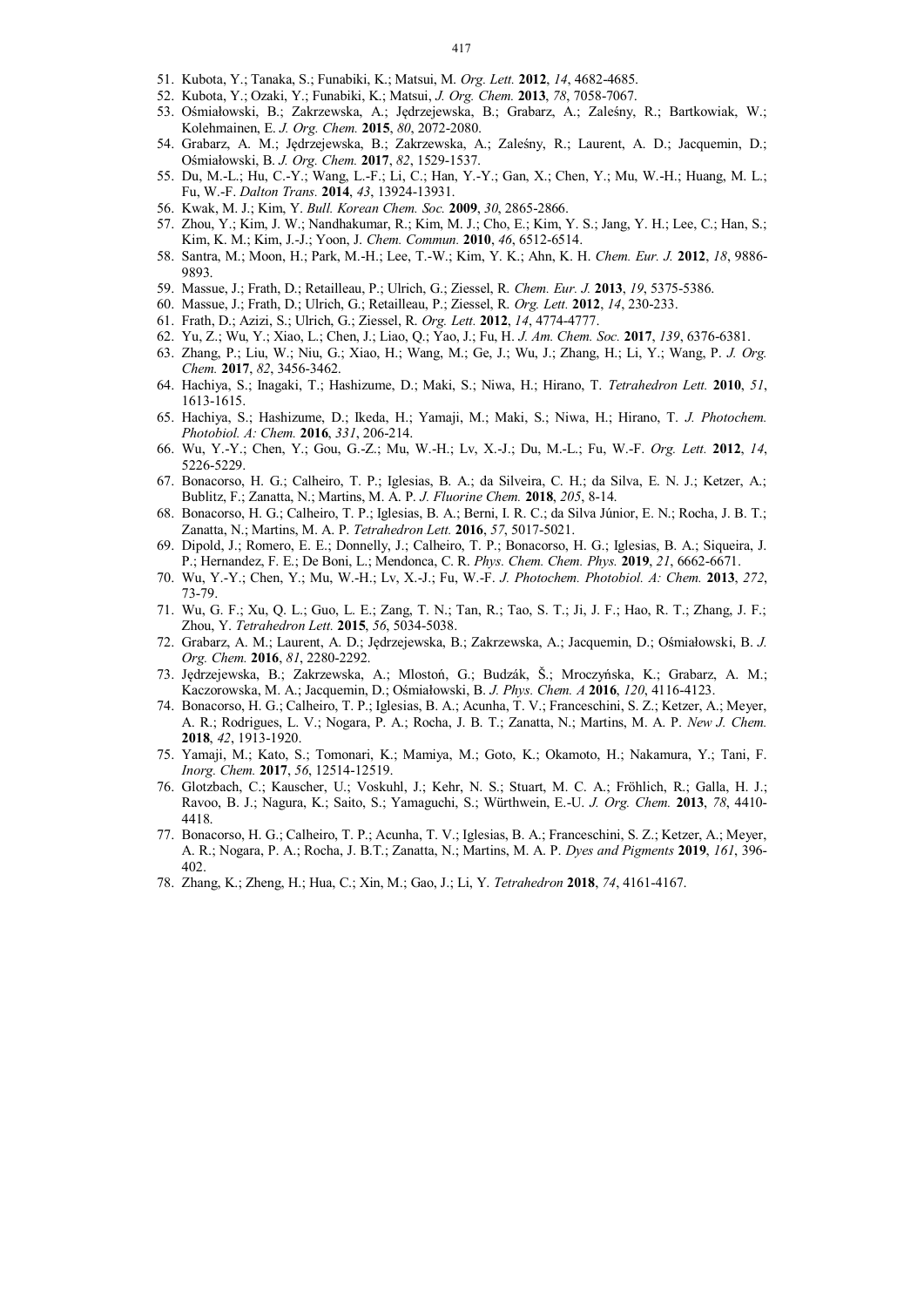51. Kubota, Y.; Tanaka, S.; Funabiki, K.; Matsui, M. *Org. Lett.* **2012**, *14*, 4682-4685.
52. Kubota, Y.; Ozaki, Y.; Funabiki, K.; Matsui, *J. Org. Chem.* **2013**, *78*, 7058-7067.
53. Ośmiałowski, B.; Zakrzewska, A.; Jędrzejewska, B.; Grabarz, A.; Zaleśny, R.; Bartkowiak, W.; Kolehmainen, E. *J. Org. Chem.* **2015**, *80*, 2072-2080.
54. Grabarz, A. M.; Jędrzejewska, B.; Zakrzewska, A.; Zaleśny, R.; Laurent, A. D.; Jacquemin, D.; Ośmiałowski, B. *J. Org. Chem.* **2017**, *82*, 1529-1537.
55. Du, M.-L.; Hu, C.-Y.; Wang, L.-F.; Li, C.; Han, Y.-Y.; Gan, X.; Chen, Y.; Mu, W.-H.; Huang, M. L.; Fu, W.-F. *Dalton Trans.* **2014**, *43*, 13924-13931.
56. Kwak, M. J.; Kim, Y. *Bull. Korean Chem. Soc.* **2009**, *30*, 2865-2866.
57. Zhou, Y.; Kim, J. W.; Nandhakumar, R.; Kim, M. J.; Cho, E.; Kim, Y. S.; Jang, Y. H.; Lee, C.; Han, S.; Kim, K. M.; Kim, J.-J.; Yoon, J. *Chem. Commun.* **2010**, *46*, 6512-6514.
58. Santra, M.; Moon, H.; Park, M.-H.; Lee, T.-W.; Kim, Y. K.; Ahn, K. H. *Chem. Eur. J.* **2012**, *18*, 9886-9893.
59. Massue, J.; Frath, D.; Retailleau, P.; Ulrich, G.; Ziessel, R. *Chem. Eur. J.* **2013**, *19*, 5375-5386.
60. Massue, J.; Frath, D.; Ulrich, G.; Retailleau, P.; Ziessel, R. *Org. Lett.* **2012**, *14*, 230-233.
61. Frath, D.; Azizi, S.; Ulrich, G.; Ziessel, R. *Org. Lett.* **2012**, *14*, 4774-4777.
62. Yu, Z.; Wu, Y.; Xiao, L.; Chen, J.; Liao, Q.; Yao, J.; Fu, H. *J. Am. Chem. Soc.* **2017**, *139*, 6376-6381.
63. Zhang, P.; Liu, W.; Niu, G.; Xiao, H.; Wang, M.; Ge, J.; Wu, J.; Zhang, H.; Li, Y.; Wang, P. *J. Org. Chem.* **2017**, *82*, 3456-3462.
64. Hachiya, S.; Inagaki, T.; Hashizume, D.; Maki, S.; Niwa, H.; Hirano, T. *Tetrahedron Lett.* **2010**, *51*, 1613-1615.
65. Hachiya, S.; Hashizume, D.; Ikeda, H.; Yamaji, M.; Maki, S.; Niwa, H.; Hirano, T. *J. Photochem. Photobiol. A: Chem.* **2016**, *331*, 206-214.
66. Wu, Y.-Y.; Chen, Y.; Gou, G.-Z.; Mu, W.-H.; Lv, X.-J.; Du, M.-L.; Fu, W.-F. *Org. Lett.* **2012**, *14*, 5226-5229.
67. Bonacorso, H. G.; Calheiro, T. P.; Iglesias, B. A.; da Silveira, C. H.; da Silva, E. N. J.; Ketzer, A.; Bublitz, F.; Zanatta, N.; Martins, M. A. P. *J. Fluorine Chem.* **2018**, *205*, 8-14.
68. Bonacorso, H. G.; Calheiro, T. P.; Iglesias, B. A.; Berni, I. R. C.; da Silva Júnior, E. N.; Rocha, J. B. T.; Zanatta, N.; Martins, M. A. P. *Tetrahedron Lett.* **2016**, *57*, 5017-5021.
69. Dipold, J.; Romero, E. E.; Donnelly, J.; Calheiro, T. P.; Bonacorso, H. G.; Iglesias, B. A.; Siqueira, J. P.; Hernandez, F. E.; De Boni, L.; Mendonca, C. R. *Phys. Chem. Chem. Phys.* **2019**, *21*, 6662-6671.
70. Wu, Y.-Y.; Chen, Y.; Mu, W.-H.; Lv, X.-J.; Fu, W.-F. *J. Photochem. Photobiol. A: Chem.* **2013**, *272*, 73-79.
71. Wu, G. F.; Xu, Q. L.; Guo, L. E.; Zang, T. N.; Tan, R.; Tao, S. T.; Ji, J. F.; Hao, R. T.; Zhang, J. F.; Zhou, Y. *Tetrahedron Lett.* **2015**, *56*, 5034-5038.
72. Grabarz, A. M.; Laurent, A. D.; Jędrzejewska, B.; Zakrzewska, A.; Jacquemin, D.; Ośmiałowski, B. *J. Org. Chem.* **2016**, *81*, 2280-2292.
73. Jędrzejewska, B.; Zakrzewska, A.; Mlostoń, G.; Budzák, Š.; Mroczyńska, K.; Grabarz, A. M.; Kaczorowska, M. A.; Jacquemin, D.; Ośmiałowski, B. *J. Phys. Chem. A* **2016**, *120*, 4116-4123.
74. Bonacorso, H. G.; Calheiro, T. P.; Iglesias, B. A.; Acunha, T. V.; Franceschini, S. Z.; Ketzer, A.; Meyer, A. R.; Rodrigues, L. V.; Nogara, P. A.; Rocha, J. B. T.; Zanatta, N.; Martins, M. A. P. *New J. Chem.* **2018**, *42*, 1913-1920.
75. Yamaji, M.; Kato, S.; Tomonari, K.; Mamiya, M.; Goto, K.; Okamoto, H.; Nakamura, Y.; Tani, F. *Inorg. Chem.* **2017**, *56*, 12514-12519.
76. Glotzbach, C.; Kauscher, U.; Voskuhl, J.; Kehr, N. S.; Stuart, M. C. A.; Fröhlich, R.; Galla, H. J.; Ravoo, B. J.; Nagura, K.; Saito, S.; Yamaguchi, S.; Würthwein, E.-U. *J. Org. Chem.* **2013**, *78*, 4410-4418.
77. Bonacorso, H. G.; Calheiro, T. P.; Acunha, T. V.; Iglesias, B. A.; Franceschini, S. Z.; Ketzer, A.; Meyer, A. R.; Nogara, P. A.; Rocha, J. B.T.; Zanatta, N.; Martins, M. A. P. *Dyes and Pigments* **2019**, *161*, 396-402.
78. Zhang, K.; Zheng, H.; Hua, C.; Xin, M.; Gao, J.; Li, Y. *Tetrahedron* **2018**, *74*, 4161-4167.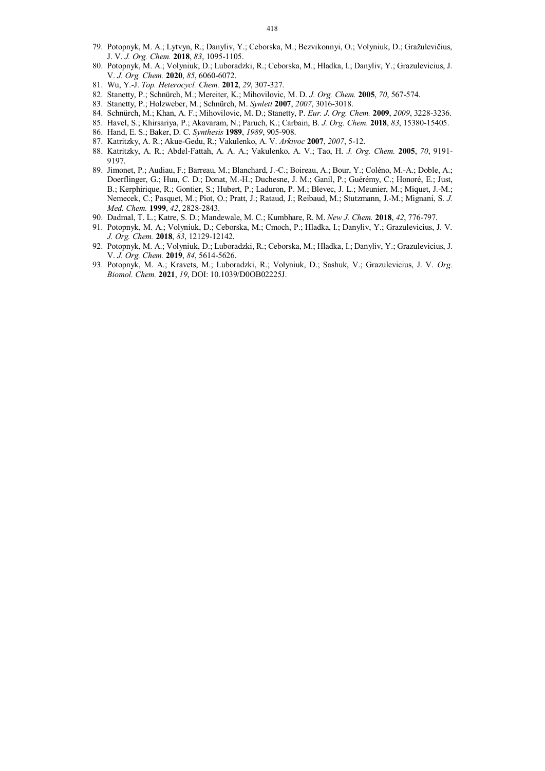79. Potopnyk, M. A.; Lytvyn, R.; Danyliv, Y.; Ceborska, M.; Bezvikonnyi, O.; Volyniuk, D.; Gražulevičius, J. V. *J. Org. Chem.* **2018**, *83*, 1095-1105.
80. Potopnyk, M. A.; Volyniuk, D.; Luboradzki, R.; Ceborska, M.; Hladka, I.; Danyliv, Y.; Grazulevicius, J. V. *J. Org. Chem.* **2020**, *85*, 6060-6072.
81. Wu, Y.-J. *Top. Heterocycl. Chem.* **2012**, *29*, 307-327.
82. Stanetty, P.; Schnürch, M.; Mereiter, K.; Mihovilovic, M. D. *J. Org. Chem.* **2005**, *70*, 567-574.
83. Stanetty, P.; Holzweber, M.; Schnürch, M. *Synlett* **2007**, *2007*, 3016-3018.
84. Schnürch, M.; Khan, A. F.; Mihovilovic, M. D.; Stanetty, P. *Eur. J. Org. Chem.* **2009**, *2009*, 3228-3236.
85. Havel, S.; Khirsariya, P.; Akavaram, N.; Paruch, K.; Carbain, B. *J. Org. Chem.* **2018**, *83*, 15380-15405.
86. Hand, E. S.; Baker, D. C. *Synthesis* **1989**, *1989*, 905-908.
87. Katritzky, A. R.; Akue-Gedu, R.; Vakulenko, A. V. *Arkivoc* **2007**, *2007*, 5-12.
88. Katritzky, A. R.; Abdel-Fattah, A. A. A.; Vakulenko, A. V.; Tao, H. *J. Org. Chem.* **2005**, *70*, 9191-9197.
89. Jimonet, P.; Audiau, F.; Barreau, M.; Blanchard, J.-C.; Boireau, A.; Bour, Y.; Coléno, M.-A.; Doble, A.; Doerflinger, G.; Huu, C. D.; Donat, M.-H.; Duchesne, J. M.; Ganil, P.; Guérémy, C.; Honoré, E.; Just, B.; Kerphirique, R.; Gontier, S.; Hubert, P.; Laduron, P. M.; Blevec, J. L.; Meunier, M.; Miquet, J.-M.; Nemecek, C.; Pasquet, M.; Piot, O.; Pratt, J.; Rataud, J.; Reibaud, M.; Stutzmann, J.-M.; Mignani, S. *J. Med. Chem.* **1999**, *42*, 2828-2843.
90. Dadmal, T. L.; Katre, S. D.; Mandewale, M. C.; Kumbhare, R. M. *New J. Chem.* **2018**, *42*, 776-797.
91. Potopnyk, M. A.; Volyniuk, D.; Ceborska, M.; Cmoch, P.; Hladka, I.; Danyliv, Y.; Grazulevicius, J. V. *J. Org. Chem.* **2018**, *83*, 12129-12142.
92. Potopnyk, M. A.; Volyniuk, D.; Luboradzki, R.; Ceborska, M.; Hladka, I.; Danyliv, Y.; Grazulevicius, J. V. *J. Org. Chem.* **2019**, *84*, 5614-5626.
93. Potopnyk, M. A.; Kravets, M.; Luboradzki, R.; Volyniuk, D.; Sashuk, V.; Grazulevicius, J. V. *Org. Biomol. Chem.* **2021**, *19*, DOI: 10.1039/D0OB02225J.